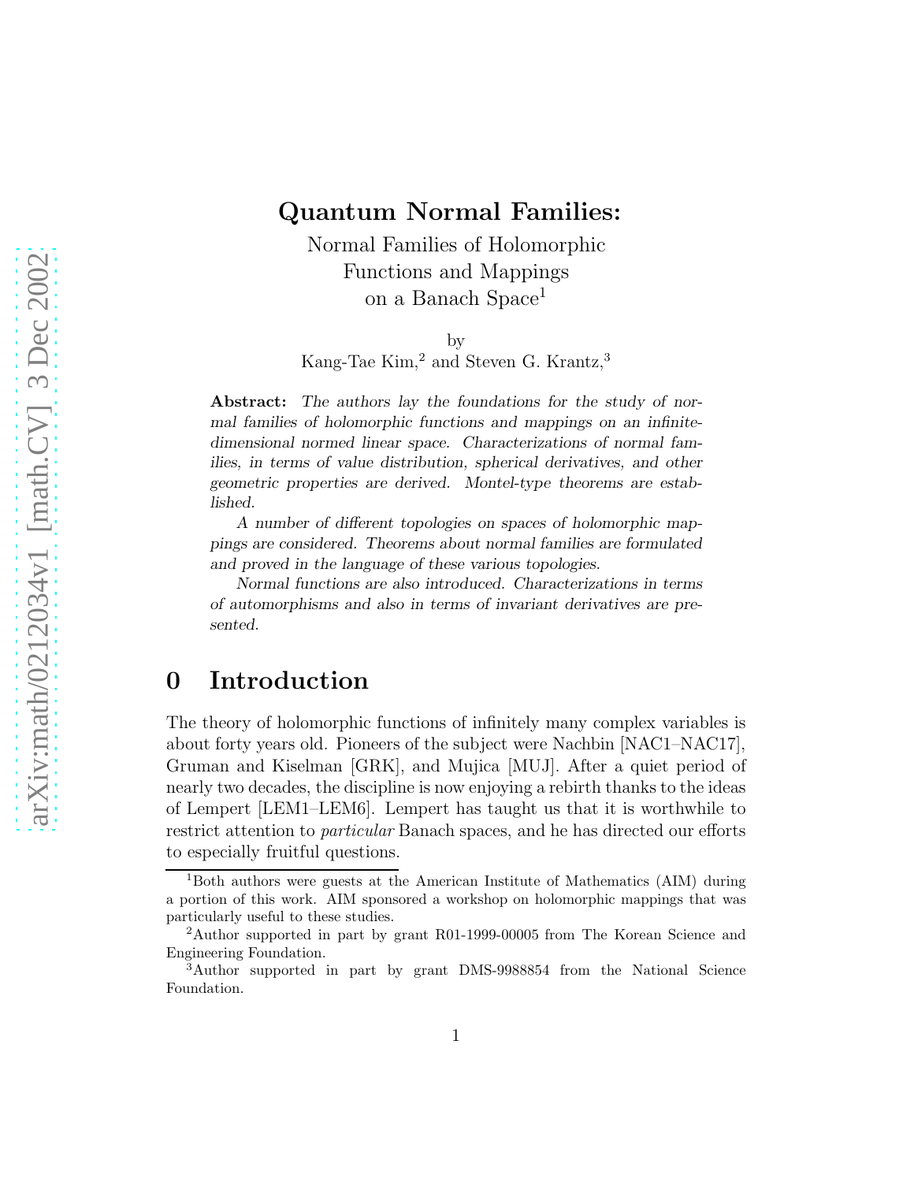# Quantum Normal Families:

Normal Families of Holomorphic Functions and Mappings on a Banach Space[1]

by

Kang-Tae Kim,[2] and Steven G. Krantz,[3]

**Abstract:** *The authors lay the foundations for the study of normal families of holomorphic functions and mappings on an infinite-dimensional normed linear space. Characterizations of normal families, in terms of value distribution, spherical derivatives, and other geometric properties are derived. Montel-type theorems are established.*

*A number of different topologies on spaces of holomorphic mappings are considered. Theorems about normal families are formulated and proved in the language of these various topologies.*

*Normal functions are also introduced. Characterizations in terms of automorphisms and also in terms of invariant derivatives are presented.*

## 0 Introduction

The theory of holomorphic functions of infinitely many complex variables is about forty years old. Pioneers of the subject were Nachbin [NAC1–NAC17], Gruman and Kiselman [GRK], and Mujica [MUJ]. After a quiet period of nearly two decades, the discipline is now enjoying a rebirth thanks to the ideas of Lempert [LEM1–LEM6]. Lempert has taught us that it is worthwhile to restrict attention to *particular* Banach spaces, and he has directed our efforts to especially fruitful questions.

---

[1]Both authors were guests at the American Institute of Mathematics (AIM) during a portion of this work. AIM sponsored a workshop on holomorphic mappings that was particularly useful to these studies.

[2]Author supported in part by grant R01-1999-00005 from The Korean Science and Engineering Foundation.

[3]Author supported in part by grant DMS-9988854 from the National Science Foundation.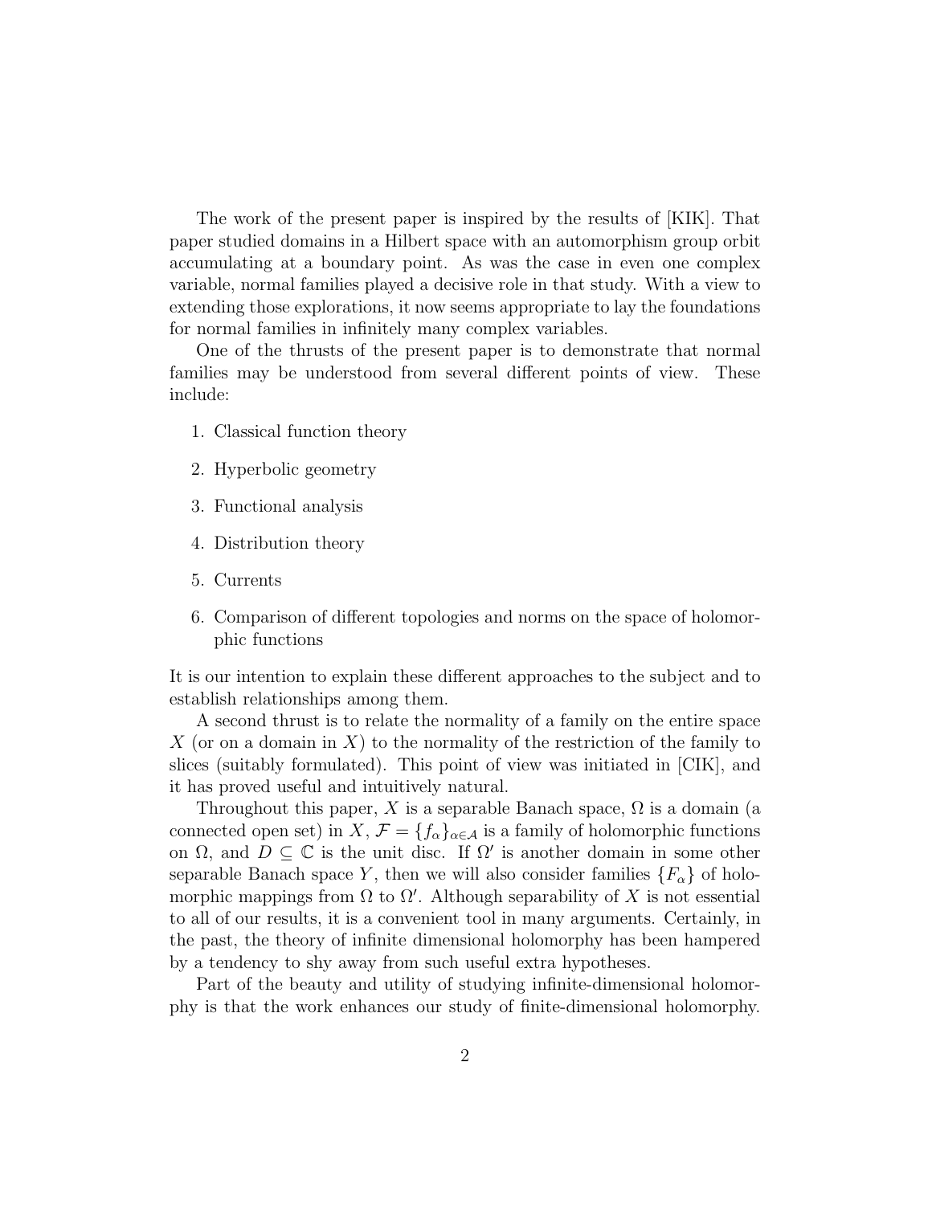The work of the present paper is inspired by the results of [KIK]. That paper studied domains in a Hilbert space with an automorphism group orbit accumulating at a boundary point. As was the case in even one complex variable, normal families played a decisive role in that study. With a view to extending those explorations, it now seems appropriate to lay the foundations for normal families in infinitely many complex variables.

One of the thrusts of the present paper is to demonstrate that normal families may be understood from several different points of view. These include:

1. Classical function theory
2. Hyperbolic geometry
3. Functional analysis
4. Distribution theory
5. Currents
6. Comparison of different topologies and norms on the space of holomorphic functions

It is our intention to explain these different approaches to the subject and to establish relationships among them.

A second thrust is to relate the normality of a family on the entire space $X$ (or on a domain in $X$) to the normality of the restriction of the family to slices (suitably formulated). This point of view was initiated in [CIK], and it has proved useful and intuitively natural.

Throughout this paper, $X$ is a separable Banach space, $\Omega$ is a domain (a connected open set) in $X$, $\mathcal{F} = \{f_\alpha\}_{\alpha \in \mathcal{A}}$ is a family of holomorphic functions on $\Omega$, and $D \subseteq \mathbb{C}$ is the unit disc. If $\Omega'$ is another domain in some other separable Banach space $Y$, then we will also consider families $\{F_\alpha\}$ of holomorphic mappings from $\Omega$ to $\Omega'$. Although separability of $X$ is not essential to all of our results, it is a convenient tool in many arguments. Certainly, in the past, the theory of infinite dimensional holomorphy has been hampered by a tendency to shy away from such useful extra hypotheses.

Part of the beauty and utility of studying infinite-dimensional holomorphy is that the work enhances our study of finite-dimensional holomorphy.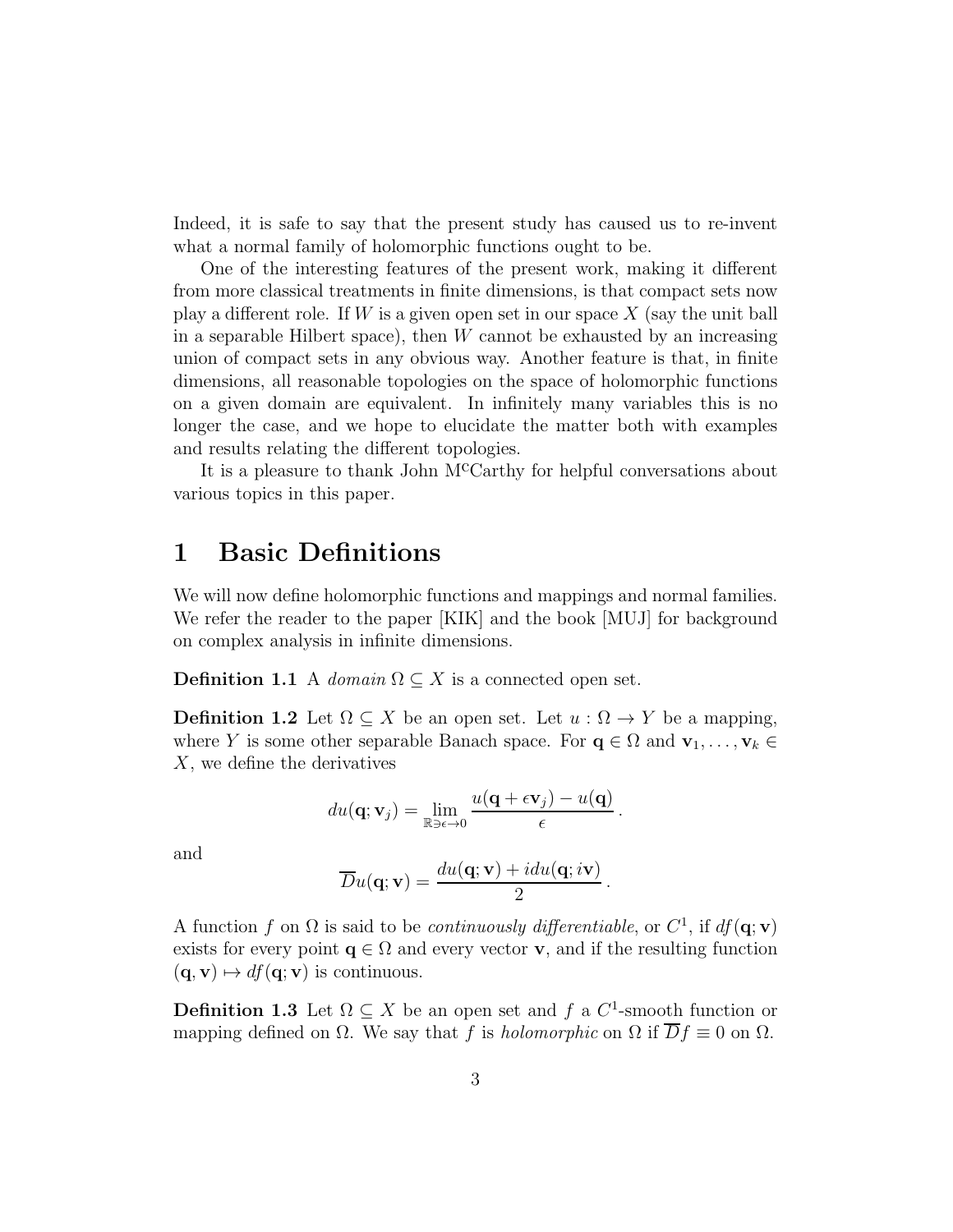Indeed, it is safe to say that the present study has caused us to re-invent what a normal family of holomorphic functions ought to be.

One of the interesting features of the present work, making it different from more classical treatments in finite dimensions, is that compact sets now play a different role. If $W$ is a given open set in our space $X$ (say the unit ball in a separable Hilbert space), then $W$ cannot be exhausted by an increasing union of compact sets in any obvious way. Another feature is that, in finite dimensions, all reasonable topologies on the space of holomorphic functions on a given domain are equivalent. In infinitely many variables this is no longer the case, and we hope to elucidate the matter both with examples and results relating the different topologies.

It is a pleasure to thank John M$^{\rm c}$Carthy for helpful conversations about various topics in this paper.

# 1 Basic Definitions

We will now define holomorphic functions and mappings and normal families. We refer the reader to the paper [KIK] and the book [MUJ] for background on complex analysis in infinite dimensions.

**Definition 1.1** A *domain* $\Omega \subseteq X$ is a connected open set.

**Definition 1.2** Let $\Omega \subseteq X$ be an open set. Let $u : \Omega \to Y$ be a mapping, where $Y$ is some other separable Banach space. For $\mathbf{q} \in \Omega$ and $\mathbf{v}_1, \ldots, \mathbf{v}_k \in X$, we define the derivatives

$$du(\mathbf{q}; \mathbf{v}_j) = \lim_{\mathbb{R} \ni \epsilon \to 0} \frac{u(\mathbf{q} + \epsilon \mathbf{v}_j) - u(\mathbf{q})}{\epsilon} \,.$$

and

$$\overline{D}u(\mathbf{q}; \mathbf{v}) = \frac{du(\mathbf{q}; \mathbf{v}) + i du(\mathbf{q}; i\mathbf{v})}{2} \,.$$

A function $f$ on $\Omega$ is said to be *continuously differentiable*, or $C^1$, if $df(\mathbf{q}; \mathbf{v})$ exists for every point $\mathbf{q} \in \Omega$ and every vector $\mathbf{v}$, and if the resulting function $(\mathbf{q}, \mathbf{v}) \mapsto df(\mathbf{q}; \mathbf{v})$ is continuous.

**Definition 1.3** Let $\Omega \subseteq X$ be an open set and $f$ a $C^1$-smooth function or mapping defined on $\Omega$. We say that $f$ is *holomorphic* on $\Omega$ if $\overline{D}f \equiv 0$ on $\Omega$.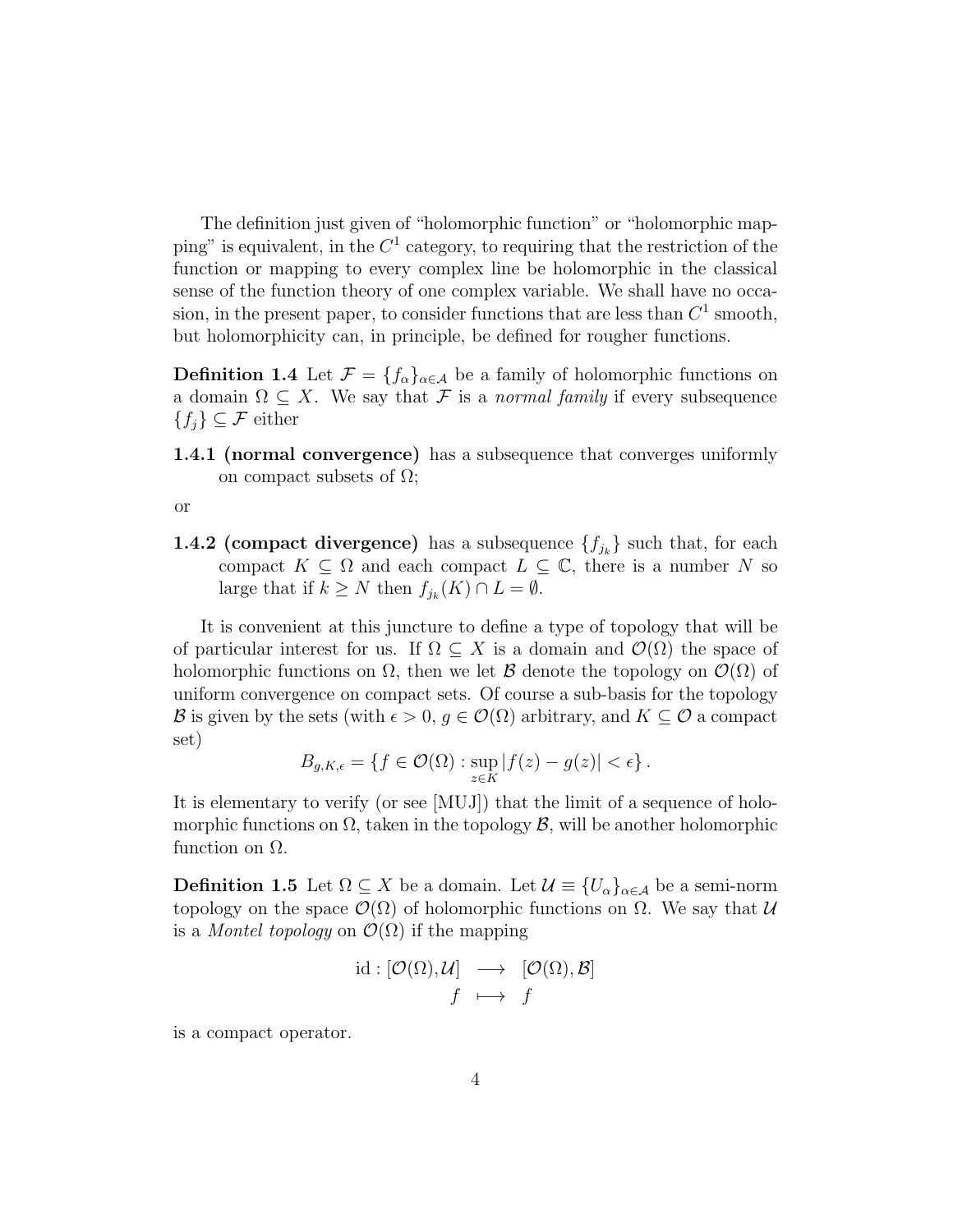The definition just given of "holomorphic function" or "holomorphic mapping" is equivalent, in the $C^1$ category, to requiring that the restriction of the function or mapping to every complex line be holomorphic in the classical sense of the function theory of one complex variable. We shall have no occasion, in the present paper, to consider functions that are less than $C^1$ smooth, but holomorphicity can, in principle, be defined for rougher functions.

**Definition 1.4** Let $\mathcal{F} = \{f_\alpha\}_{\alpha \in \mathcal{A}}$ be a family of holomorphic functions on a domain $\Omega \subseteq X$. We say that $\mathcal{F}$ is a *normal family* if every subsequence $\{f_j\} \subseteq \mathcal{F}$ either

**1.4.1 (normal convergence)** has a subsequence that converges uniformly on compact subsets of $\Omega$;

or

**1.4.2 (compact divergence)** has a subsequence $\{f_{j_k}\}$ such that, for each compact $K \subseteq \Omega$ and each compact $L \subseteq \mathbb{C}$, there is a number $N$ so large that if $k \geq N$ then $f_{j_k}(K) \cap L = \emptyset$.

It is convenient at this juncture to define a type of topology that will be of particular interest for us. If $\Omega \subseteq X$ is a domain and $\mathcal{O}(\Omega)$ the space of holomorphic functions on $\Omega$, then we let $\mathcal{B}$ denote the topology on $\mathcal{O}(\Omega)$ of uniform convergence on compact sets. Of course a sub-basis for the topology $\mathcal{B}$ is given by the sets (with $\epsilon > 0$, $g \in \mathcal{O}(\Omega)$ arbitrary, and $K \subseteq \mathcal{O}$ a compact set)

$$B_{g,K,\epsilon} = \{f \in \mathcal{O}(\Omega) : \sup_{z \in K} |f(z) - g(z)| < \epsilon\}.$$

It is elementary to verify (or see [MUJ]) that the limit of a sequence of holomorphic functions on $\Omega$, taken in the topology $\mathcal{B}$, will be another holomorphic function on $\Omega$.

**Definition 1.5** Let $\Omega \subseteq X$ be a domain. Let $\mathcal{U} \equiv \{U_\alpha\}_{\alpha \in \mathcal{A}}$ be a semi-norm topology on the space $\mathcal{O}(\Omega)$ of holomorphic functions on $\Omega$. We say that $\mathcal{U}$ is a *Montel topology* on $\mathcal{O}(\Omega)$ if the mapping

$$\begin{array}{rcl} \text{id} : [\mathcal{O}(\Omega), \mathcal{U}] & \longrightarrow & [\mathcal{O}(\Omega), \mathcal{B}] \\ f & \longmapsto & f \end{array}$$

is a compact operator.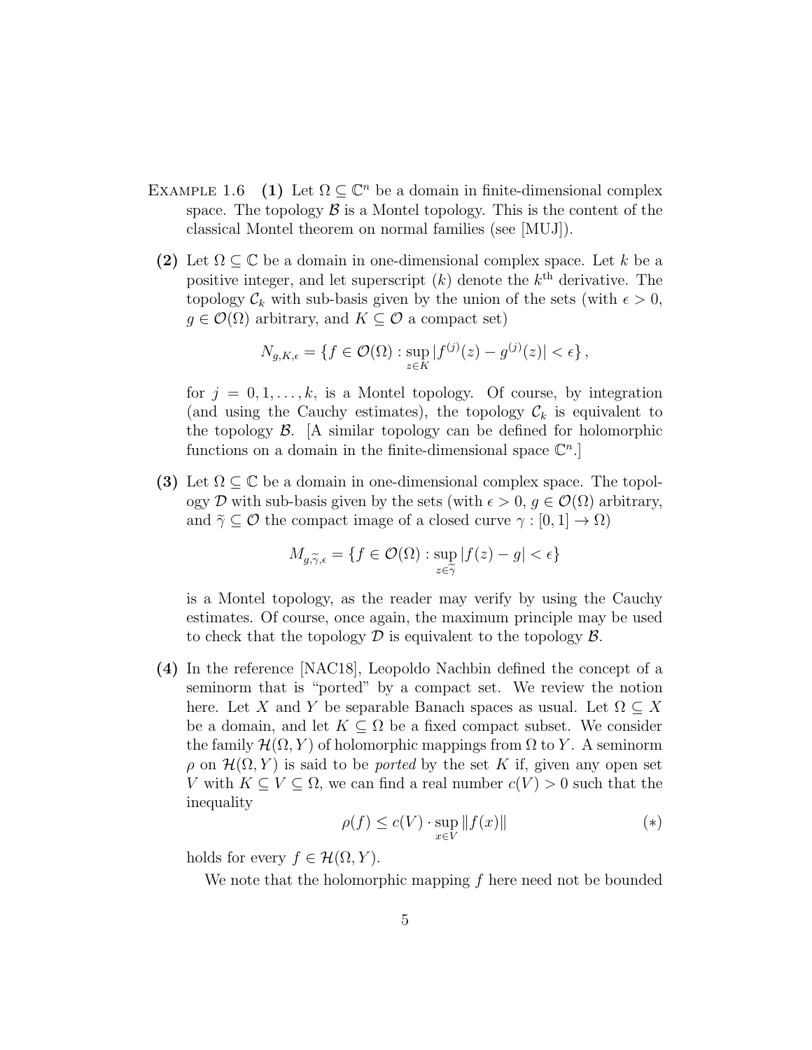EXAMPLE 1.6 **(1)** Let $\Omega \subseteq \mathbb{C}^n$ be a domain in finite-dimensional complex space. The topology $\mathcal{B}$ is a Montel topology. This is the content of the classical Montel theorem on normal families (see [MUJ]).

**(2)** Let $\Omega \subseteq \mathbb{C}$ be a domain in one-dimensional complex space. Let $k$ be a positive integer, and let superscript $(k)$ denote the $k^{\text{th}}$ derivative. The topology $\mathcal{C}_k$ with sub-basis given by the union of the sets (with $\epsilon > 0$, $g \in \mathcal{O}(\Omega)$ arbitrary, and $K \subseteq \mathcal{O}$ a compact set)

$$N_{g,K,\epsilon} = \{f \in \mathcal{O}(\Omega) : \sup_{z \in K} |f^{(j)}(z) - g^{(j)}(z)| < \epsilon\},$$

for $j = 0, 1, \ldots, k$, is a Montel topology. Of course, by integration (and using the Cauchy estimates), the topology $\mathcal{C}_k$ is equivalent to the topology $\mathcal{B}$. [A similar topology can be defined for holomorphic functions on a domain in the finite-dimensional space $\mathbb{C}^n$.]

**(3)** Let $\Omega \subseteq \mathbb{C}$ be a domain in one-dimensional complex space. The topology $\mathcal{D}$ with sub-basis given by the sets (with $\epsilon > 0$, $g \in \mathcal{O}(\Omega)$ arbitrary, and $\widetilde{\gamma} \subseteq \mathcal{O}$ the compact image of a closed curve $\gamma : [0, 1] \to \Omega$)

$$M_{g,\widetilde{\gamma},\epsilon} = \{f \in \mathcal{O}(\Omega) : \sup_{z \in \widetilde{\gamma}} |f(z) - g| < \epsilon\}$$

is a Montel topology, as the reader may verify by using the Cauchy estimates. Of course, once again, the maximum principle may be used to check that the topology $\mathcal{D}$ is equivalent to the topology $\mathcal{B}$.

**(4)** In the reference [NAC18], Leopoldo Nachbin defined the concept of a seminorm that is "ported" by a compact set. We review the notion here. Let $X$ and $Y$ be separable Banach spaces as usual. Let $\Omega \subseteq X$ be a domain, and let $K \subseteq \Omega$ be a fixed compact subset. We consider the family $\mathcal{H}(\Omega, Y)$ of holomorphic mappings from $\Omega$ to $Y$. A seminorm $\rho$ on $\mathcal{H}(\Omega, Y)$ is said to be *ported* by the set $K$ if, given any open set $V$ with $K \subseteq V \subseteq \Omega$, we can find a real number $c(V) > 0$ such that the inequality

$$\rho(f) \leq c(V) \cdot \sup_{x \in V} \|f(x)\| \qquad (*)$$

holds for every $f \in \mathcal{H}(\Omega, Y)$.

We note that the holomorphic mapping $f$ here need not be bounded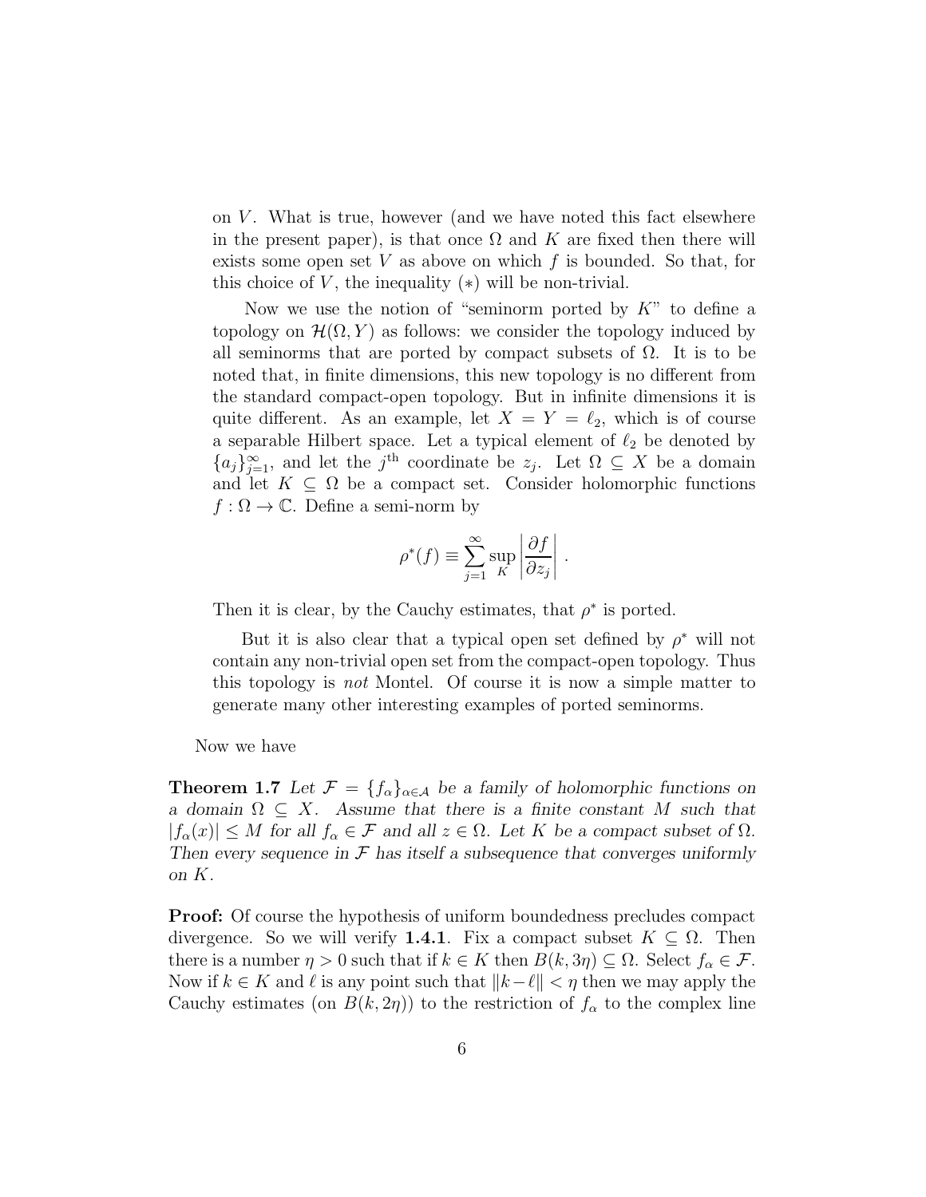on $V$. What is true, however (and we have noted this fact elsewhere in the present paper), is that once $\Omega$ and $K$ are fixed then there will exists some open set $V$ as above on which $f$ is bounded. So that, for this choice of $V$, the inequality $(*)$ will be non-trivial.

Now we use the notion of "seminorm ported by $K$" to define a topology on $\mathcal{H}(\Omega, Y)$ as follows: we consider the topology induced by all seminorms that are ported by compact subsets of $\Omega$. It is to be noted that, in finite dimensions, this new topology is no different from the standard compact-open topology. But in infinite dimensions it is quite different. As an example, let $X = Y = \ell_2$, which is of course a separable Hilbert space. Let a typical element of $\ell_2$ be denoted by $\{a_j\}_{j=1}^{\infty}$, and let the $j^{\text{th}}$ coordinate be $z_j$. Let $\Omega \subseteq X$ be a domain and let $K \subseteq \Omega$ be a compact set. Consider holomorphic functions $f : \Omega \to \mathbb{C}$. Define a semi-norm by

$$\rho^*(f) \equiv \sum_{j=1}^{\infty} \sup_K \left| \frac{\partial f}{\partial z_j} \right| .$$

Then it is clear, by the Cauchy estimates, that $\rho^*$ is ported.

But it is also clear that a typical open set defined by $\rho^*$ will not contain any non-trivial open set from the compact-open topology. Thus this topology is *not* Montel. Of course it is now a simple matter to generate many other interesting examples of ported seminorms.

Now we have

**Theorem 1.7** *Let $\mathcal{F} = \{f_\alpha\}_{\alpha \in \mathcal{A}}$ be a family of holomorphic functions on a domain $\Omega \subseteq X$. Assume that there is a finite constant $M$ such that $|f_\alpha(x)| \leq M$ for all $f_\alpha \in \mathcal{F}$ and all $z \in \Omega$. Let $K$ be a compact subset of $\Omega$. Then every sequence in $\mathcal{F}$ has itself a subsequence that converges uniformly on $K$.*

**Proof:** Of course the hypothesis of uniform boundedness precludes compact divergence. So we will verify **1.4.1**. Fix a compact subset $K \subseteq \Omega$. Then there is a number $\eta > 0$ such that if $k \in K$ then $B(k, 3\eta) \subseteq \Omega$. Select $f_\alpha \in \mathcal{F}$. Now if $k \in K$ and $\ell$ is any point such that $\|k - \ell\| < \eta$ then we may apply the Cauchy estimates (on $B(k, 2\eta)$) to the restriction of $f_\alpha$ to the complex line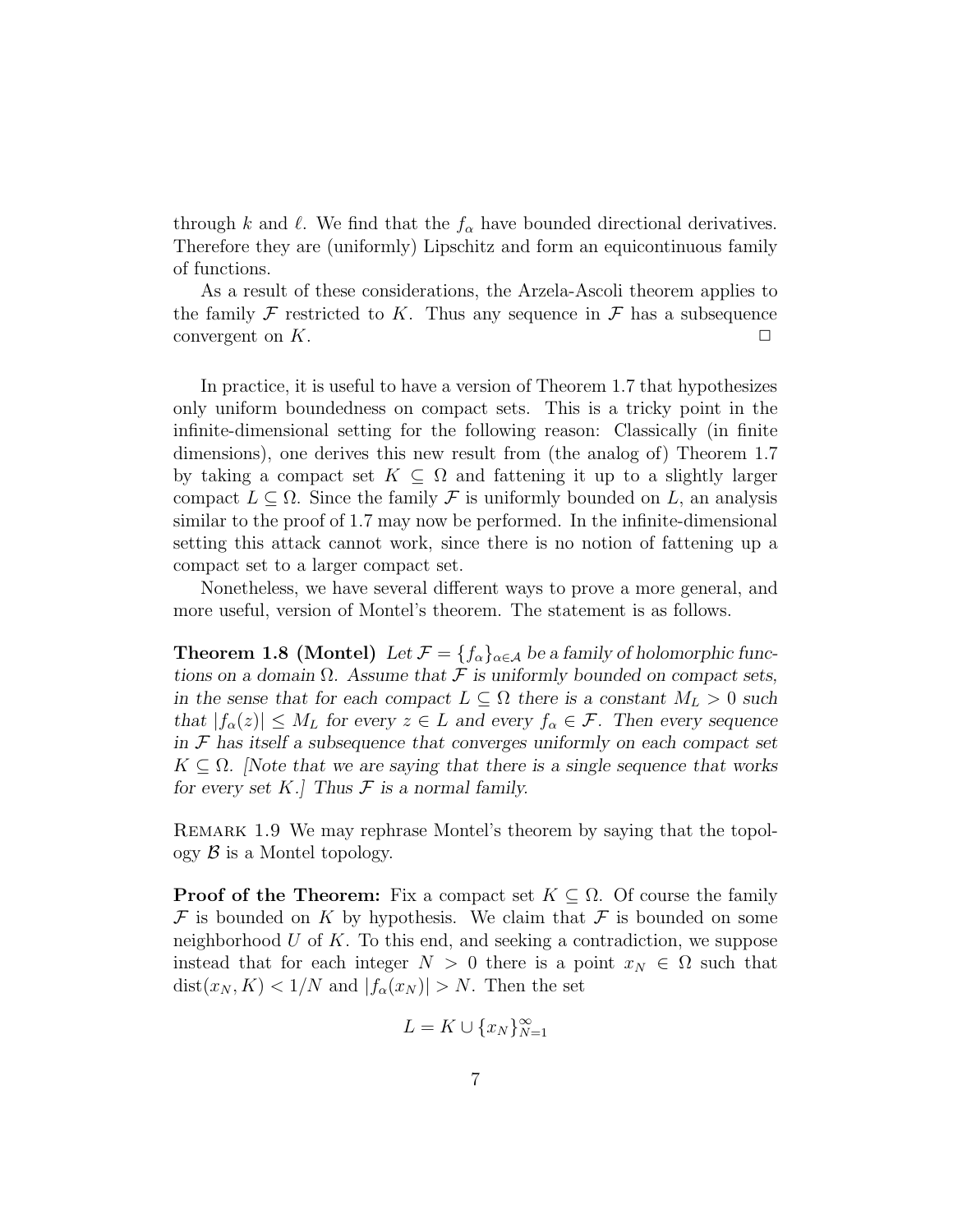through $k$ and $\ell$. We find that the $f_\alpha$ have bounded directional derivatives. Therefore they are (uniformly) Lipschitz and form an equicontinuous family of functions.

As a result of these considerations, the Arzela-Ascoli theorem applies to the family $\mathcal{F}$ restricted to $K$. Thus any sequence in $\mathcal{F}$ has a subsequence convergent on $K$. □

In practice, it is useful to have a version of Theorem 1.7 that hypothesizes only uniform boundedness on compact sets. This is a tricky point in the infinite-dimensional setting for the following reason: Classically (in finite dimensions), one derives this new result from (the analog of) Theorem 1.7 by taking a compact set $K \subseteq \Omega$ and fattening it up to a slightly larger compact $L \subseteq \Omega$. Since the family $\mathcal{F}$ is uniformly bounded on $L$, an analysis similar to the proof of 1.7 may now be performed. In the infinite-dimensional setting this attack cannot work, since there is no notion of fattening up a compact set to a larger compact set.

Nonetheless, we have several different ways to prove a more general, and more useful, version of Montel's theorem. The statement is as follows.

**Theorem 1.8 (Montel)** *Let $\mathcal{F} = \{f_\alpha\}_{\alpha \in \mathcal{A}}$ be a family of holomorphic functions on a domain $\Omega$. Assume that $\mathcal{F}$ is uniformly bounded on compact sets, in the sense that for each compact $L \subseteq \Omega$ there is a constant $M_L > 0$ such that $|f_\alpha(z)| \leq M_L$ for every $z \in L$ and every $f_\alpha \in \mathcal{F}$. Then every sequence in $\mathcal{F}$ has itself a subsequence that converges uniformly on each compact set $K \subseteq \Omega$. [Note that we are saying that there is a single sequence that works for every set $K$.] Thus $\mathcal{F}$ is a normal family.*

Remark 1.9 We may rephrase Montel's theorem by saying that the topology $\mathcal{B}$ is a Montel topology.

**Proof of the Theorem:** Fix a compact set $K \subseteq \Omega$. Of course the family $\mathcal{F}$ is bounded on $K$ by hypothesis. We claim that $\mathcal{F}$ is bounded on some neighborhood $U$ of $K$. To this end, and seeking a contradiction, we suppose instead that for each integer $N > 0$ there is a point $x_N \in \Omega$ such that $\operatorname{dist}(x_N, K) < 1/N$ and $|f_\alpha(x_N)| > N$. Then the set

$$L = K \cup \{x_N\}_{N=1}^{\infty}$$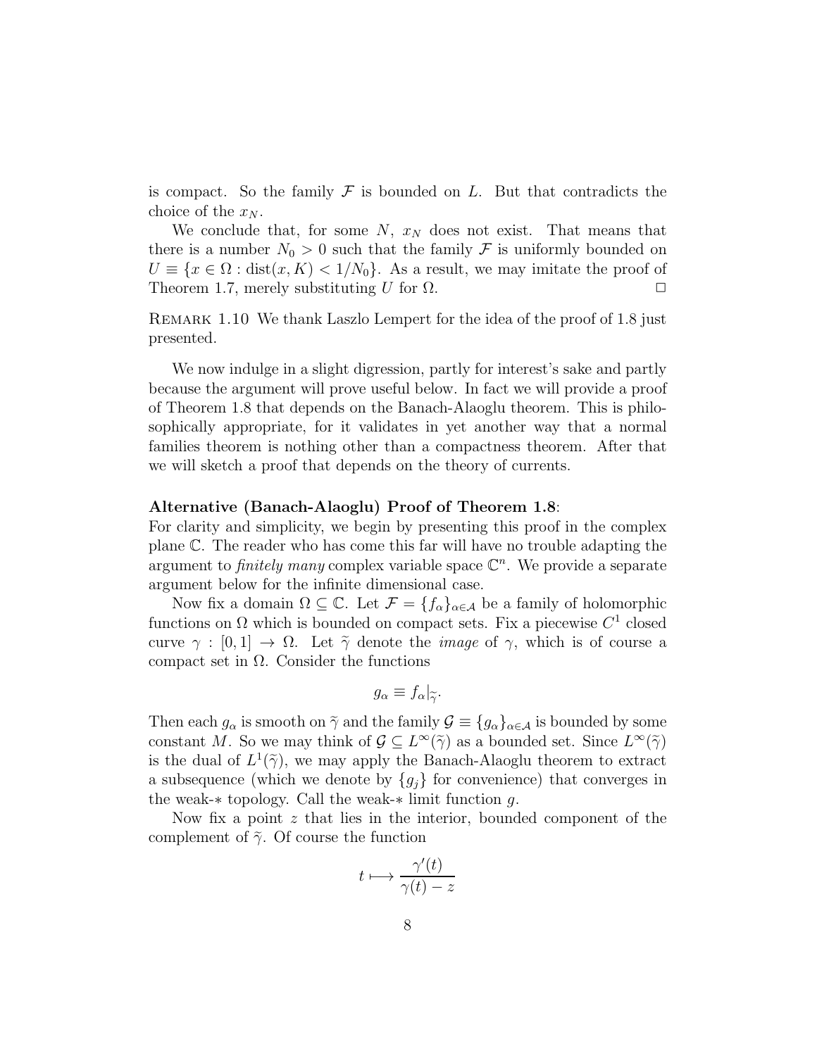is compact. So the family $\mathcal{F}$ is bounded on $L$. But that contradicts the choice of the $x_N$.

We conclude that, for some $N$, $x_N$ does not exist. That means that there is a number $N_0 > 0$ such that the family $\mathcal{F}$ is uniformly bounded on $U \equiv \{x \in \Omega : \text{dist}(x, K) < 1/N_0\}$. As a result, we may imitate the proof of Theorem 1.7, merely substituting $U$ for $\Omega$. □

Remark 1.10 We thank Laszlo Lempert for the idea of the proof of 1.8 just presented.

We now indulge in a slight digression, partly for interest's sake and partly because the argument will prove useful below. In fact we will provide a proof of Theorem 1.8 that depends on the Banach-Alaoglu theorem. This is philosophically appropriate, for it validates in yet another way that a normal families theorem is nothing other than a compactness theorem. After that we will sketch a proof that depends on the theory of currents.

**Alternative (Banach-Alaoglu) Proof of Theorem 1.8**:
For clarity and simplicity, we begin by presenting this proof in the complex plane $\mathbb{C}$. The reader who has come this far will have no trouble adapting the argument to *finitely many* complex variable space $\mathbb{C}^n$. We provide a separate argument below for the infinite dimensional case.

Now fix a domain $\Omega \subseteq \mathbb{C}$. Let $\mathcal{F} = \{f_\alpha\}_{\alpha \in \mathcal{A}}$ be a family of holomorphic functions on $\Omega$ which is bounded on compact sets. Fix a piecewise $C^1$ closed curve $\gamma : [0, 1] \to \Omega$. Let $\widetilde{\gamma}$ denote the *image* of $\gamma$, which is of course a compact set in $\Omega$. Consider the functions

$$g_\alpha \equiv f_\alpha|_{\widetilde{\gamma}}.$$

Then each $g_\alpha$ is smooth on $\widetilde{\gamma}$ and the family $\mathcal{G} \equiv \{g_\alpha\}_{\alpha \in \mathcal{A}}$ is bounded by some constant $M$. So we may think of $\mathcal{G} \subseteq L^\infty(\widetilde{\gamma})$ as a bounded set. Since $L^\infty(\widetilde{\gamma})$ is the dual of $L^1(\widetilde{\gamma})$, we may apply the Banach-Alaoglu theorem to extract a subsequence (which we denote by $\{g_j\}$ for convenience) that converges in the weak-$*$ topology. Call the weak-$*$ limit function $g$.

Now fix a point $z$ that lies in the interior, bounded component of the complement of $\widetilde{\gamma}$. Of course the function

$$t \longmapsto \frac{\gamma'(t)}{\gamma(t) - z}$$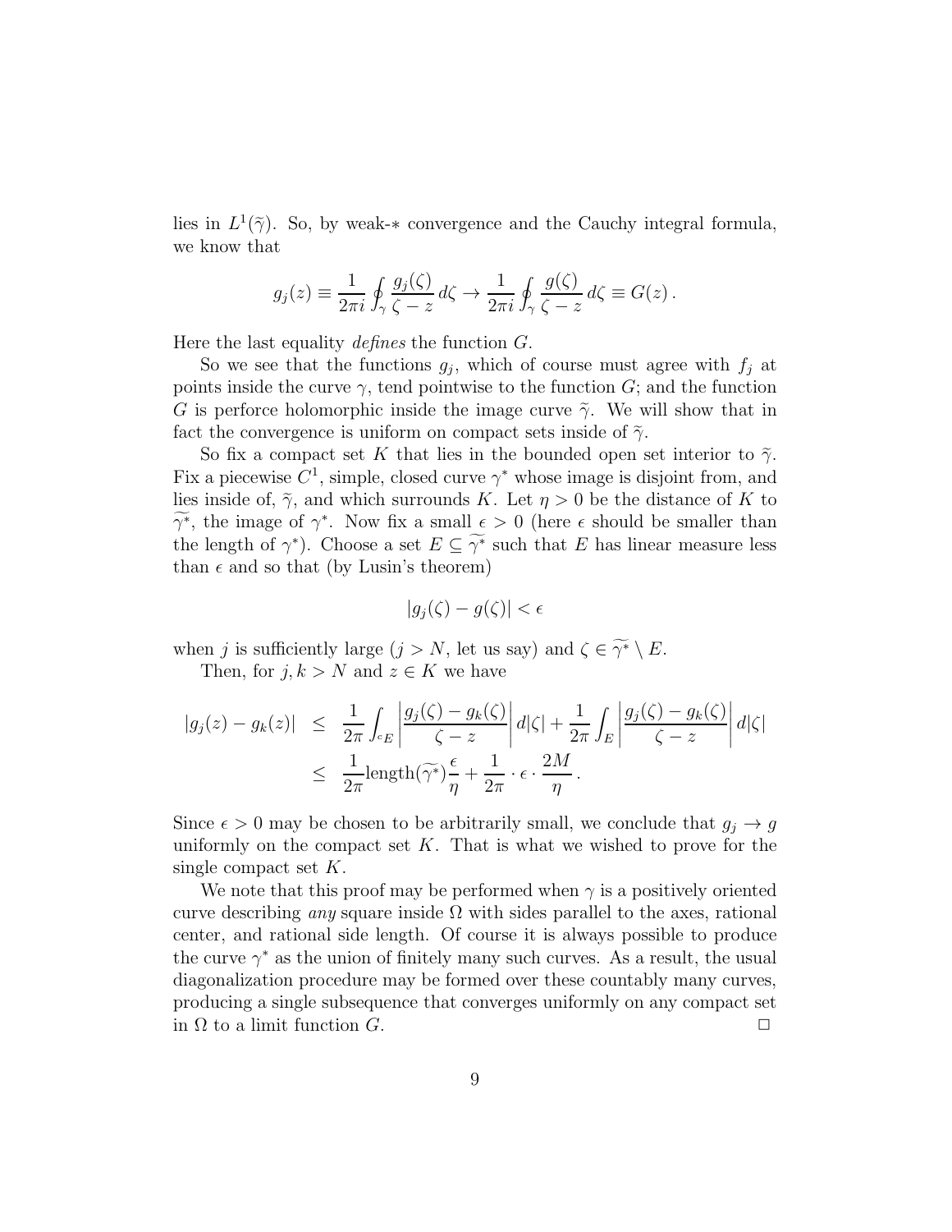lies in $L^1(\widetilde{\gamma})$. So, by weak-$*$ convergence and the Cauchy integral formula, we know that

$$g_j(z) \equiv \frac{1}{2\pi i} \oint_\gamma \frac{g_j(\zeta)}{\zeta - z}\, d\zeta \to \frac{1}{2\pi i} \oint_\gamma \frac{g(\zeta)}{\zeta - z}\, d\zeta \equiv G(z)\,.$$

Here the last equality *defines* the function $G$.

So we see that the functions $g_j$, which of course must agree with $f_j$ at points inside the curve $\gamma$, tend pointwise to the function $G$; and the function $G$ is perforce holomorphic inside the image curve $\widetilde{\gamma}$. We will show that in fact the convergence is uniform on compact sets inside of $\widetilde{\gamma}$.

So fix a compact set $K$ that lies in the bounded open set interior to $\widetilde{\gamma}$. Fix a piecewise $C^1$, simple, closed curve $\gamma^*$ whose image is disjoint from, and lies inside of, $\widetilde{\gamma}$, and which surrounds $K$. Let $\eta > 0$ be the distance of $K$ to $\widetilde{\gamma^*}$, the image of $\gamma^*$. Now fix a small $\epsilon > 0$ (here $\epsilon$ should be smaller than the length of $\gamma^*$). Choose a set $E \subseteq \widetilde{\gamma^*}$ such that $E$ has linear measure less than $\epsilon$ and so that (by Lusin's theorem)

$$|g_j(\zeta) - g(\zeta)| < \epsilon$$

when $j$ is sufficiently large ($j > N$, let us say) and $\zeta \in \widetilde{\gamma^*} \setminus E$.

Then, for $j, k > N$ and $z \in K$ we have

$$\begin{aligned}
|g_j(z) - g_k(z)| &\leq \frac{1}{2\pi} \int_{{}^cE} \left| \frac{g_j(\zeta) - g_k(\zeta)}{\zeta - z} \right| d|\zeta| + \frac{1}{2\pi} \int_E \left| \frac{g_j(\zeta) - g_k(\zeta)}{\zeta - z} \right| d|\zeta| \\
&\leq \frac{1}{2\pi} \text{length}(\widetilde{\gamma^*}) \frac{\epsilon}{\eta} + \frac{1}{2\pi} \cdot \epsilon \cdot \frac{2M}{\eta}\,.
\end{aligned}$$

Since $\epsilon > 0$ may be chosen to be arbitrarily small, we conclude that $g_j \to g$ uniformly on the compact set $K$. That is what we wished to prove for the single compact set $K$.

We note that this proof may be performed when $\gamma$ is a positively oriented curve describing *any* square inside $\Omega$ with sides parallel to the axes, rational center, and rational side length. Of course it is always possible to produce the curve $\gamma^*$ as the union of finitely many such curves. As a result, the usual diagonalization procedure may be formed over these countably many curves, producing a single subsequence that converges uniformly on any compact set in $\Omega$ to a limit function $G$. $\square$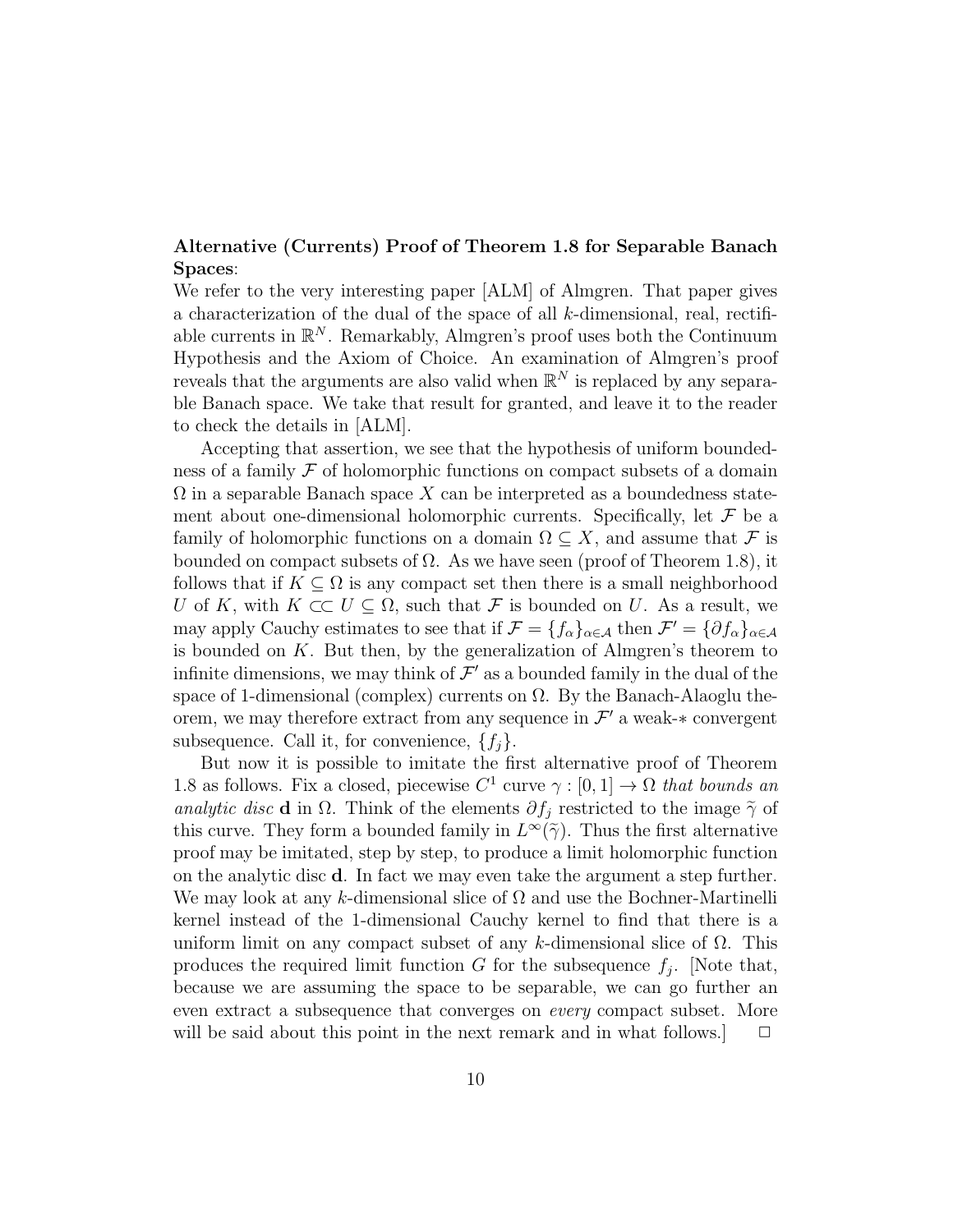**Alternative (Currents) Proof of Theorem 1.8 for Separable Banach Spaces**:

We refer to the very interesting paper [ALM] of Almgren. That paper gives a characterization of the dual of the space of all $k$-dimensional, real, rectifiable currents in $\mathbb{R}^N$. Remarkably, Almgren's proof uses both the Continuum Hypothesis and the Axiom of Choice. An examination of Almgren's proof reveals that the arguments are also valid when $\mathbb{R}^N$ is replaced by any separable Banach space. We take that result for granted, and leave it to the reader to check the details in [ALM].

Accepting that assertion, we see that the hypothesis of uniform boundedness of a family $\mathcal{F}$ of holomorphic functions on compact subsets of a domain $\Omega$ in a separable Banach space $X$ can be interpreted as a boundedness statement about one-dimensional holomorphic currents. Specifically, let $\mathcal{F}$ be a family of holomorphic functions on a domain $\Omega \subseteq X$, and assume that $\mathcal{F}$ is bounded on compact subsets of $\Omega$. As we have seen (proof of Theorem 1.8), it follows that if $K \subseteq \Omega$ is any compact set then there is a small neighborhood $U$ of $K$, with $K \subset\subset U \subseteq \Omega$, such that $\mathcal{F}$ is bounded on $U$. As a result, we may apply Cauchy estimates to see that if $\mathcal{F} = \{f_\alpha\}_{\alpha \in \mathcal{A}}$ then $\mathcal{F}' = \{\partial f_\alpha\}_{\alpha \in \mathcal{A}}$ is bounded on $K$. But then, by the generalization of Almgren's theorem to infinite dimensions, we may think of $\mathcal{F}'$ as a bounded family in the dual of the space of 1-dimensional (complex) currents on $\Omega$. By the Banach-Alaoglu theorem, we may therefore extract from any sequence in $\mathcal{F}'$ a weak-$*$ convergent subsequence. Call it, for convenience, $\{f_j\}$.

But now it is possible to imitate the first alternative proof of Theorem 1.8 as follows. Fix a closed, piecewise $C^1$ curve $\gamma : [0,1] \to \Omega$ *that bounds an analytic disc* $\mathbf{d}$ in $\Omega$. Think of the elements $\partial f_j$ restricted to the image $\widetilde{\gamma}$ of this curve. They form a bounded family in $L^\infty(\widetilde{\gamma})$. Thus the first alternative proof may be imitated, step by step, to produce a limit holomorphic function on the analytic disc $\mathbf{d}$. In fact we may even take the argument a step further. We may look at any $k$-dimensional slice of $\Omega$ and use the Bochner-Martinelli kernel instead of the 1-dimensional Cauchy kernel to find that there is a uniform limit on any compact subset of any $k$-dimensional slice of $\Omega$. This produces the required limit function $G$ for the subsequence $f_j$. [Note that, because we are assuming the space to be separable, we can go further an even extract a subsequence that converges on *every* compact subset. More will be said about this point in the next remark and in what follows.] $\square$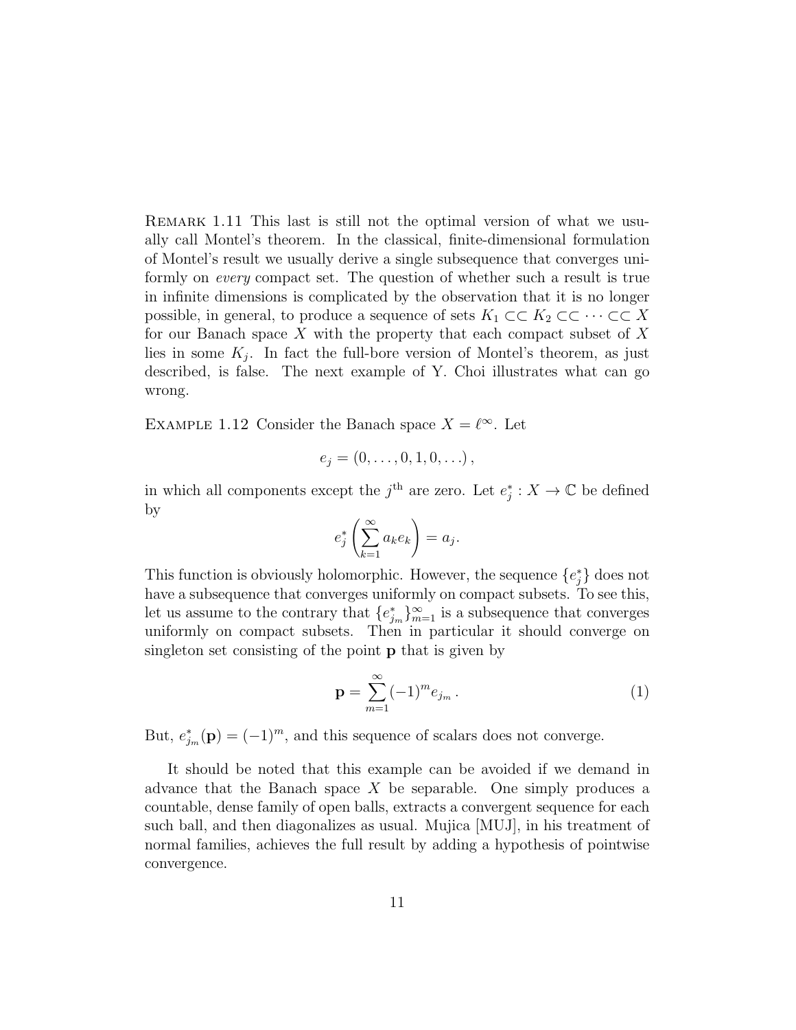Remark 1.11 This last is still not the optimal version of what we usually call Montel's theorem. In the classical, finite-dimensional formulation of Montel's result we usually derive a single subsequence that converges uniformly on *every* compact set. The question of whether such a result is true in infinite dimensions is complicated by the observation that it is no longer possible, in general, to produce a sequence of sets $K_1 \subset\subset K_2 \subset\subset \cdots \subset\subset X$ for our Banach space $X$ with the property that each compact subset of $X$ lies in some $K_j$. In fact the full-bore version of Montel's theorem, as just described, is false. The next example of Y. Choi illustrates what can go wrong.

Example 1.12 Consider the Banach space $X = \ell^\infty$. Let

$$e_j = (0, \ldots, 0, 1, 0, \ldots),$$

in which all components except the $j^{\text{th}}$ are zero. Let $e_j^* : X \to \mathbb{C}$ be defined by

$$e_j^* \left( \sum_{k=1}^{\infty} a_k e_k \right) = a_j.$$

This function is obviously holomorphic. However, the sequence $\{e_j^*\}$ does not have a subsequence that converges uniformly on compact subsets. To see this, let us assume to the contrary that $\{e_{j_m}^*\}_{m=1}^{\infty}$ is a subsequence that converges uniformly on compact subsets. Then in particular it should converge on singleton set consisting of the point $\mathbf{p}$ that is given by

$$\mathbf{p} = \sum_{m=1}^{\infty} (-1)^m e_{j_m}. \tag{1}$$

But, $e_{j_m}^*(\mathbf{p}) = (-1)^m$, and this sequence of scalars does not converge.

It should be noted that this example can be avoided if we demand in advance that the Banach space $X$ be separable. One simply produces a countable, dense family of open balls, extracts a convergent sequence for each such ball, and then diagonalizes as usual. Mujica [MUJ], in his treatment of normal families, achieves the full result by adding a hypothesis of pointwise convergence.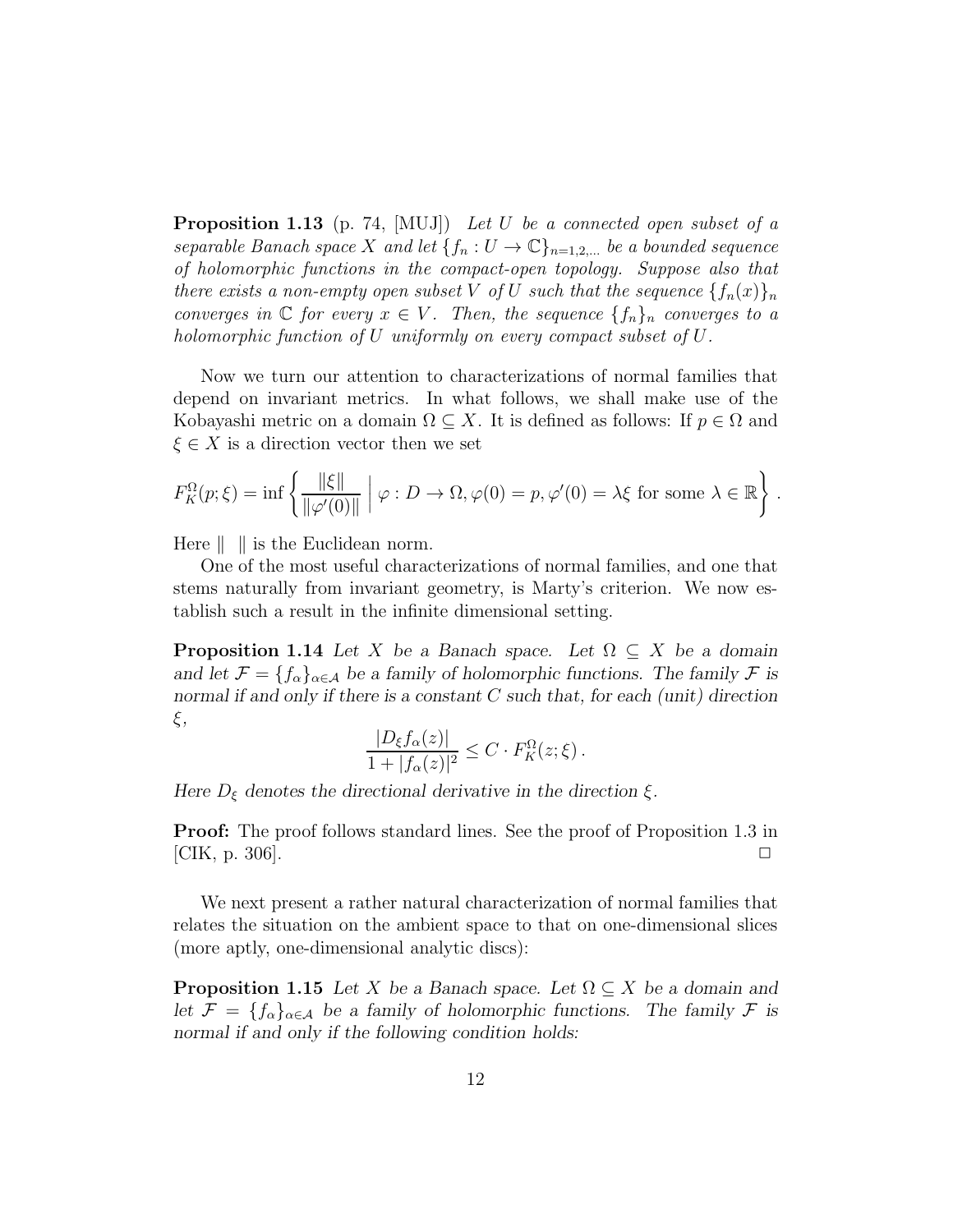**Proposition 1.13** (p. 74, [MUJ]) *Let $U$ be a connected open subset of a separable Banach space $X$ and let $\{f_n : U \to \mathbb{C}\}_{n=1,2,\ldots}$ be a bounded sequence of holomorphic functions in the compact-open topology. Suppose also that there exists a non-empty open subset $V$ of $U$ such that the sequence $\{f_n(x)\}_n$ converges in $\mathbb{C}$ for every $x \in V$. Then, the sequence $\{f_n\}_n$ converges to a holomorphic function of $U$ uniformly on every compact subset of $U$.*

Now we turn our attention to characterizations of normal families that depend on invariant metrics. In what follows, we shall make use of the Kobayashi metric on a domain $\Omega \subseteq X$. It is defined as follows: If $p \in \Omega$ and $\xi \in X$ is a direction vector then we set

$$F_K^\Omega(p;\xi) = \inf \left\{ \frac{\|\xi\|}{\|\varphi'(0)\|} \;\Big|\; \varphi : D \to \Omega, \varphi(0) = p, \varphi'(0) = \lambda\xi \text{ for some } \lambda \in \mathbb{R} \right\}.$$

Here $\| \ \|$ is the Euclidean norm.

One of the most useful characterizations of normal families, and one that stems naturally from invariant geometry, is Marty's criterion. We now establish such a result in the infinite dimensional setting.

**Proposition 1.14** *Let $X$ be a Banach space. Let $\Omega \subseteq X$ be a domain and let $\mathcal{F} = \{f_\alpha\}_{\alpha \in \mathcal{A}}$ be a family of holomorphic functions. The family $\mathcal{F}$ is normal if and only if there is a constant $C$ such that, for each (unit) direction $\xi$,*

$$\frac{|D_\xi f_\alpha(z)|}{1 + |f_\alpha(z)|^2} \leq C \cdot F_K^\Omega(z;\xi).$$

*Here $D_\xi$ denotes the directional derivative in the direction $\xi$.*

**Proof:** The proof follows standard lines. See the proof of Proposition 1.3 in [CIK, p. 306]. □

We next present a rather natural characterization of normal families that relates the situation on the ambient space to that on one-dimensional slices (more aptly, one-dimensional analytic discs):

**Proposition 1.15** *Let $X$ be a Banach space. Let $\Omega \subseteq X$ be a domain and let $\mathcal{F} = \{f_\alpha\}_{\alpha \in \mathcal{A}}$ be a family of holomorphic functions. The family $\mathcal{F}$ is normal if and only if the following condition holds:*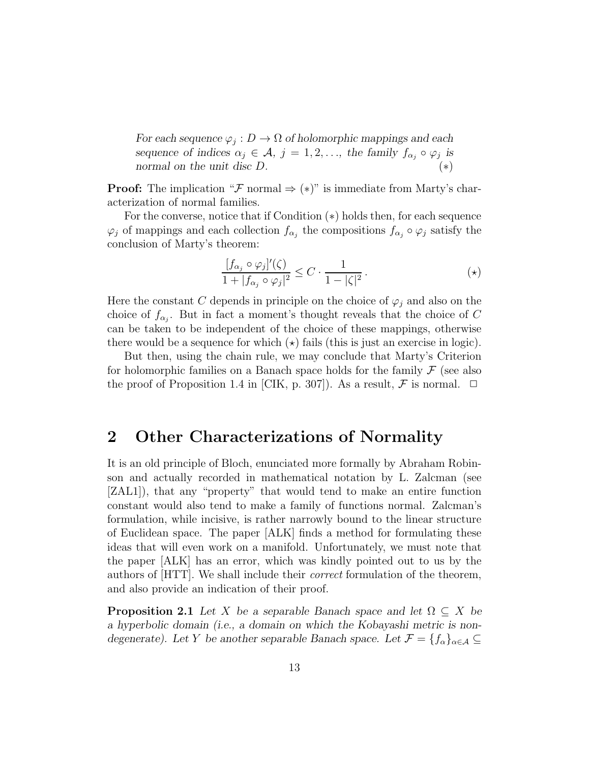*For each sequence $\varphi_j : D \to \Omega$ of holomorphic mappings and each sequence of indices $\alpha_j \in \mathcal{A}$, $j = 1, 2, \ldots$, the family $f_{\alpha_j} \circ \varphi_j$ is normal on the unit disc $D$.* $(*)$

**Proof:** The implication "$\mathcal{F}$ normal $\Rightarrow (*)$" is immediate from Marty's characterization of normal families.

For the converse, notice that if Condition $(*)$ holds then, for each sequence $\varphi_j$ of mappings and each collection $f_{\alpha_j}$ the compositions $f_{\alpha_j} \circ \varphi_j$ satisfy the conclusion of Marty's theorem:

$$\frac{[f_{\alpha_j} \circ \varphi_j]'(\zeta)}{1 + |f_{\alpha_j} \circ \varphi_j|^2} \leq C \cdot \frac{1}{1 - |\zeta|^2} \,. \tag{$\star$}$$

Here the constant $C$ depends in principle on the choice of $\varphi_j$ and also on the choice of $f_{\alpha_j}$. But in fact a moment's thought reveals that the choice of $C$ can be taken to be independent of the choice of these mappings, otherwise there would be a sequence for which $(\star)$ fails (this is just an exercise in logic).

But then, using the chain rule, we may conclude that Marty's Criterion for holomorphic families on a Banach space holds for the family $\mathcal{F}$ (see also the proof of Proposition 1.4 in [CIK, p. 307]). As a result, $\mathcal{F}$ is normal. $\square$

## 2 Other Characterizations of Normality

It is an old principle of Bloch, enunciated more formally by Abraham Robinson and actually recorded in mathematical notation by L. Zalcman (see [ZAL1]), that any "property" that would tend to make an entire function constant would also tend to make a family of functions normal. Zalcman's formulation, while incisive, is rather narrowly bound to the linear structure of Euclidean space. The paper [ALK] finds a method for formulating these ideas that will even work on a manifold. Unfortunately, we must note that the paper [ALK] has an error, which was kindly pointed out to us by the authors of [HTT]. We shall include their *correct* formulation of the theorem, and also provide an indication of their proof.

**Proposition 2.1** *Let $X$ be a separable Banach space and let $\Omega \subseteq X$ be a hyperbolic domain (i.e., a domain on which the Kobayashi metric is non-degenerate). Let $Y$ be another separable Banach space. Let $\mathcal{F} = \{f_\alpha\}_{\alpha \in \mathcal{A}} \subseteq$*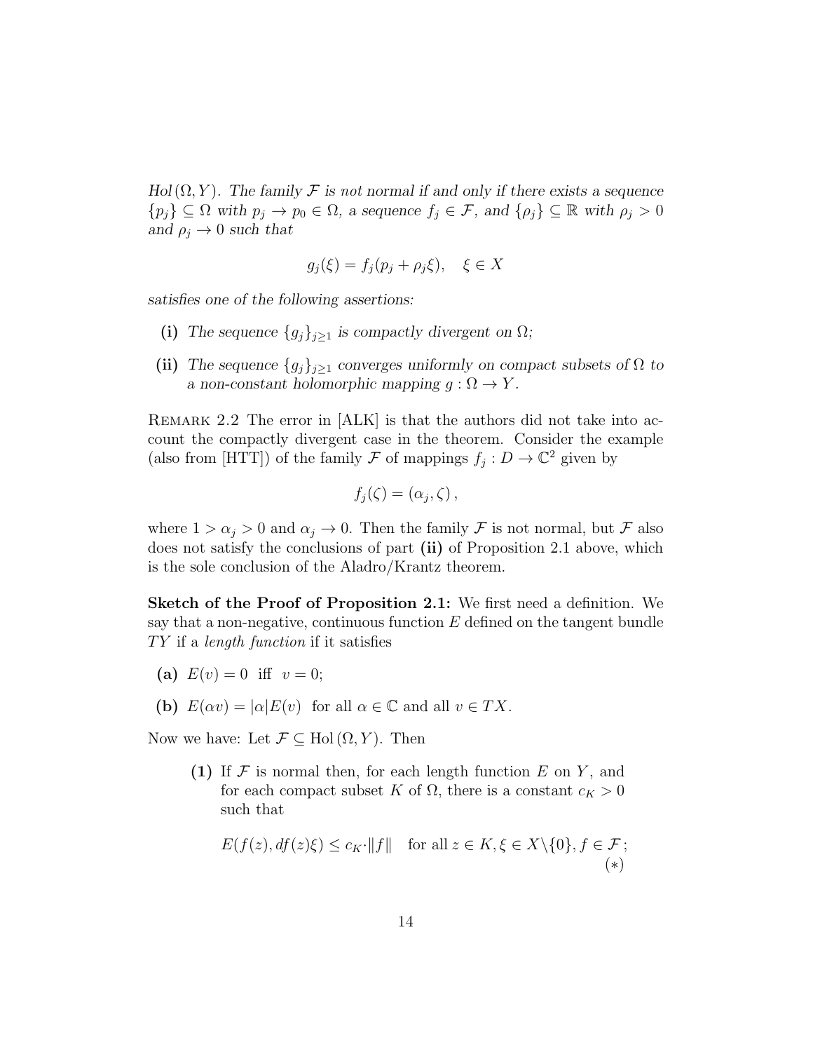*$Hol(\Omega, Y)$. The family $\mathcal{F}$ is not normal if and only if there exists a sequence $\{p_j\} \subseteq \Omega$ with $p_j \to p_0 \in \Omega$, a sequence $f_j \in \mathcal{F}$, and $\{\rho_j\} \subseteq \mathbb{R}$ with $\rho_j > 0$ and $\rho_j \to 0$ such that*

$$g_j(\xi) = f_j(p_j + \rho_j \xi), \quad \xi \in X$$

*satisfies one of the following assertions:*

- **(i)** *The sequence $\{g_j\}_{j \geq 1}$ is compactly divergent on $\Omega$;*
- **(ii)** *The sequence $\{g_j\}_{j \geq 1}$ converges uniformly on compact subsets of $\Omega$ to a non-constant holomorphic mapping $g : \Omega \to Y$.*

REMARK 2.2 The error in [ALK] is that the authors did not take into account the compactly divergent case in the theorem. Consider the example (also from [HTT]) of the family $\mathcal{F}$ of mappings $f_j : D \to \mathbb{C}^2$ given by

$$f_j(\zeta) = (\alpha_j, \zeta)\,,$$

where $1 > \alpha_j > 0$ and $\alpha_j \to 0$. Then the family $\mathcal{F}$ is not normal, but $\mathcal{F}$ also does not satisfy the conclusions of part **(ii)** of Proposition 2.1 above, which is the sole conclusion of the Aladro/Krantz theorem.

**Sketch of the Proof of Proposition 2.1:** We first need a definition. We say that a non-negative, continuous function $E$ defined on the tangent bundle $TY$ if a *length function* if it satisfies

- **(a)** $E(v) = 0$ iff $v = 0$;
- **(b)** $E(\alpha v) = |\alpha| E(v)$ for all $\alpha \in \mathbb{C}$ and all $v \in TX$.

Now we have: Let $\mathcal{F} \subseteq \mathrm{Hol}\,(\Omega, Y)$. Then

> **(1)** If $\mathcal{F}$ is normal then, for each length function $E$ on $Y$, and for each compact subset $K$ of $\Omega$, there is a constant $c_K > 0$ such that
>
> $$E(f(z), df(z)\xi) \leq c_K \cdot \|f\| \quad \text{for all } z \in K, \xi \in X \backslash \{0\}, f \in \mathcal{F}\,; \qquad (*)$$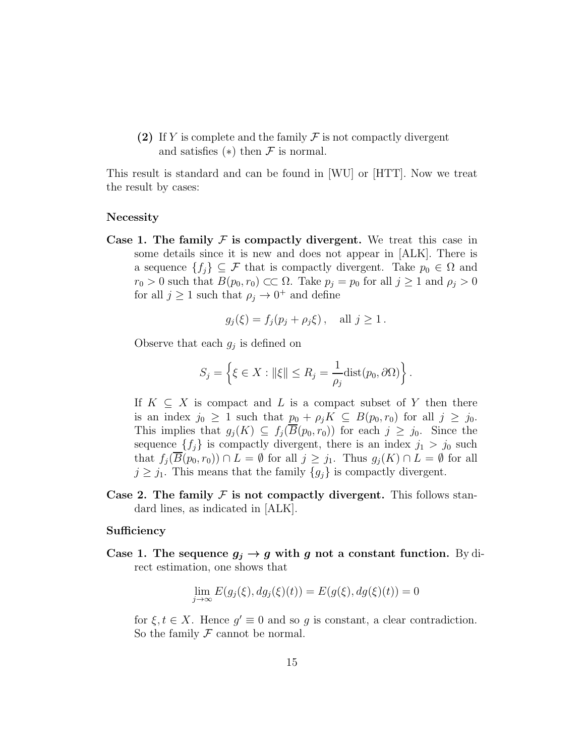**(2)** If $Y$ is complete and the family $\mathcal{F}$ is not compactly divergent and satisfies $(*)$ then $\mathcal{F}$ is normal.

This result is standard and can be found in [WU] or [HTT]. Now we treat the result by cases:

**Necessity**

**Case 1. The family $\mathcal{F}$ is compactly divergent.** We treat this case in some details since it is new and does not appear in [ALK]. There is a sequence $\{f_j\} \subseteq \mathcal{F}$ that is compactly divergent. Take $p_0 \in \Omega$ and $r_0 > 0$ such that $B(p_0, r_0) \subset\subset \Omega$. Take $p_j = p_0$ for all $j \geq 1$ and $\rho_j > 0$ for all $j \geq 1$ such that $\rho_j \to 0^+$ and define

$$g_j(\xi) = f_j(p_j + \rho_j \xi), \quad \text{all } j \geq 1 .$$

Observe that each $g_j$ is defined on

$$S_j = \left\{ \xi \in X : \|\xi\| \leq R_j = \frac{1}{\rho_j} \text{dist}(p_0, \partial\Omega) \right\} .$$

If $K \subseteq X$ is compact and $L$ is a compact subset of $Y$ then there is an index $j_0 \geq 1$ such that $p_0 + \rho_j K \subseteq B(p_0, r_0)$ for all $j \geq j_0$. This implies that $g_j(K) \subseteq f_j(\overline{B}(p_0, r_0))$ for each $j \geq j_0$. Since the sequence $\{f_j\}$ is compactly divergent, there is an index $j_1 > j_0$ such that $f_j(\overline{B}(p_0, r_0)) \cap L = \emptyset$ for all $j \geq j_1$. Thus $g_j(K) \cap L = \emptyset$ for all $j \geq j_1$. This means that the family $\{g_j\}$ is compactly divergent.

**Case 2. The family $\mathcal{F}$ is not compactly divergent.** This follows standard lines, as indicated in [ALK].

**Sufficiency**

**Case 1. The sequence $g_j \to g$ with $g$ not a constant function.** By direct estimation, one shows that

$$\lim_{j \to \infty} E(g_j(\xi), dg_j(\xi)(t)) = E(g(\xi), dg(\xi)(t)) = 0$$

for $\xi, t \in X$. Hence $g' \equiv 0$ and so $g$ is constant, a clear contradiction. So the family $\mathcal{F}$ cannot be normal.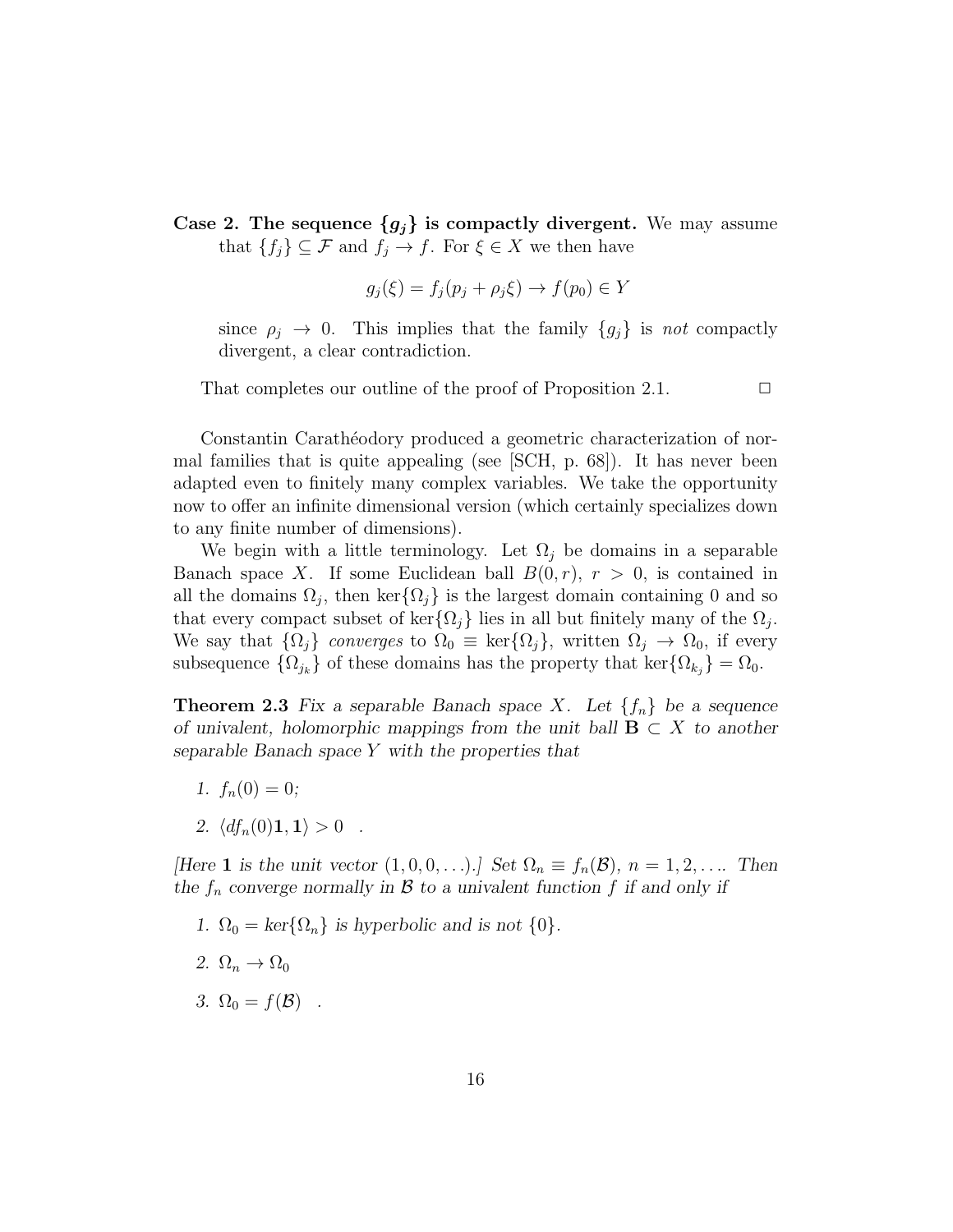**Case 2. The sequence $\{g_j\}$ is compactly divergent.** We may assume that $\{f_j\} \subseteq \mathcal{F}$ and $f_j \to f$. For $\xi \in X$ we then have

$$g_j(\xi) = f_j(p_j + \rho_j \xi) \to f(p_0) \in Y$$

since $\rho_j \to 0$. This implies that the family $\{g_j\}$ is *not* compactly divergent, a clear contradiction.

That completes our outline of the proof of Proposition 2.1. □

Constantin Carathéodory produced a geometric characterization of normal families that is quite appealing (see [SCH, p. 68]). It has never been adapted even to finitely many complex variables. We take the opportunity now to offer an infinite dimensional version (which certainly specializes down to any finite number of dimensions).

We begin with a little terminology. Let $\Omega_j$ be domains in a separable Banach space $X$. If some Euclidean ball $B(0, r)$, $r > 0$, is contained in all the domains $\Omega_j$, then $\ker\{\Omega_j\}$ is the largest domain containing 0 and so that every compact subset of $\ker\{\Omega_j\}$ lies in all but finitely many of the $\Omega_j$. We say that $\{\Omega_j\}$ *converges* to $\Omega_0 \equiv \ker\{\Omega_j\}$, written $\Omega_j \to \Omega_0$, if every subsequence $\{\Omega_{j_k}\}$ of these domains has the property that $\ker\{\Omega_{k_j}\} = \Omega_0$.

**Theorem 2.3** *Fix a separable Banach space $X$. Let $\{f_n\}$ be a sequence of univalent, holomorphic mappings from the unit ball $\mathbf{B} \subset X$ to another separable Banach space $Y$ with the properties that*

1. $f_n(0) = 0$;
2. $\langle df_n(0)\mathbf{1}, \mathbf{1}\rangle > 0$ .

*[Here $\mathbf{1}$ is the unit vector $(1, 0, 0, \ldots)$.] Set $\Omega_n \equiv f_n(\mathcal{B})$, $n = 1, 2, \ldots$. Then the $f_n$ converge normally in $\mathcal{B}$ to a univalent function $f$ if and only if*

1. $\Omega_0 = \ker\{\Omega_n\}$ *is hyperbolic and is not* $\{0\}$.
2. $\Omega_n \to \Omega_0$
3. $\Omega_0 = f(\mathcal{B})$ .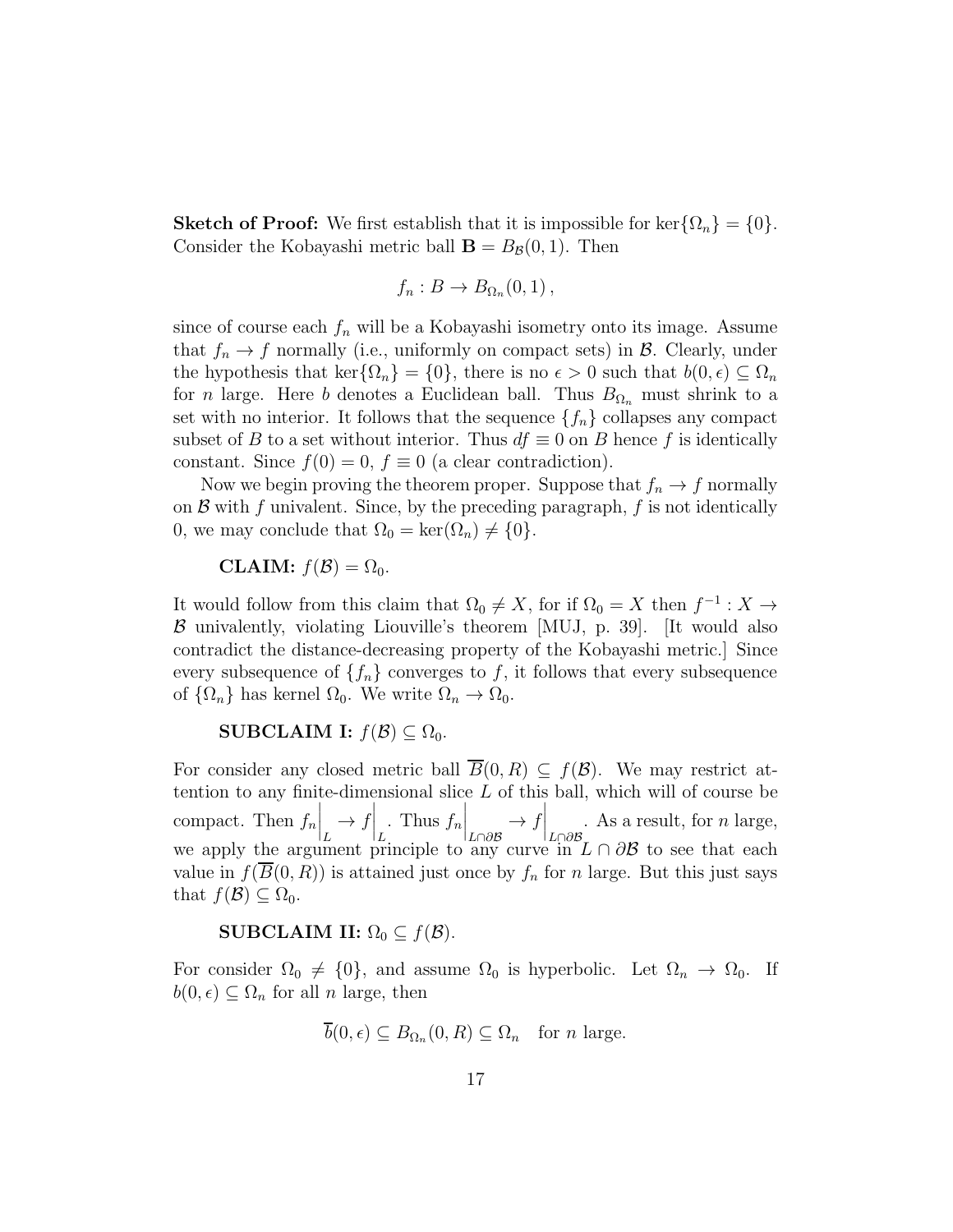**Sketch of Proof:** We first establish that it is impossible for $\ker\{\Omega_n\} = \{0\}$. Consider the Kobayashi metric ball $\mathbf{B} = B_{\mathcal{B}}(0, 1)$. Then

$$f_n : B \to B_{\Omega_n}(0, 1)\,,$$

since of course each $f_n$ will be a Kobayashi isometry onto its image. Assume that $f_n \to f$ normally (i.e., uniformly on compact sets) in $\mathcal{B}$. Clearly, under the hypothesis that $\ker\{\Omega_n\} = \{0\}$, there is no $\epsilon > 0$ such that $b(0, \epsilon) \subseteq \Omega_n$ for $n$ large. Here $b$ denotes a Euclidean ball. Thus $B_{\Omega_n}$ must shrink to a set with no interior. It follows that the sequence $\{f_n\}$ collapses any compact subset of $B$ to a set without interior. Thus $df \equiv 0$ on $B$ hence $f$ is identically constant. Since $f(0) = 0$, $f \equiv 0$ (a clear contradiction).

Now we begin proving the theorem proper. Suppose that $f_n \to f$ normally on $\mathcal{B}$ with $f$ univalent. Since, by the preceding paragraph, $f$ is not identically 0, we may conclude that $\Omega_0 = \ker(\Omega_n) \neq \{0\}$.

**CLAIM:** $f(\mathcal{B}) = \Omega_0$.

It would follow from this claim that $\Omega_0 \neq X$, for if $\Omega_0 = X$ then $f^{-1} : X \to \mathcal{B}$ univalently, violating Liouville's theorem [MUJ, p. 39]. [It would also contradict the distance-decreasing property of the Kobayashi metric.] Since every subsequence of $\{f_n\}$ converges to $f$, it follows that every subsequence of $\{\Omega_n\}$ has kernel $\Omega_0$. We write $\Omega_n \to \Omega_0$.

**SUBCLAIM I:** $f(\mathcal{B}) \subseteq \Omega_0$.

For consider any closed metric ball $\overline{B}(0, R) \subseteq f(\mathcal{B})$. We may restrict attention to any finite-dimensional slice $L$ of this ball, which will of course be compact. Then $f_n\Big|_L \to f\Big|_L$. Thus $f_n\Big|_{L\cap\partial\mathcal{B}} \to f\Big|_{L\cap\partial\mathcal{B}}$. As a result, for $n$ large, we apply the argument principle to any curve in $L \cap \partial\mathcal{B}$ to see that each value in $f(\overline{B}(0, R))$ is attained just once by $f_n$ for $n$ large. But this just says that $f(\mathcal{B}) \subseteq \Omega_0$.

**SUBCLAIM II:** $\Omega_0 \subseteq f(\mathcal{B})$.

For consider $\Omega_0 \neq \{0\}$, and assume $\Omega_0$ is hyperbolic. Let $\Omega_n \to \Omega_0$. If $b(0, \epsilon) \subseteq \Omega_n$ for all $n$ large, then

$$\overline{b}(0, \epsilon) \subseteq B_{\Omega_n}(0, R) \subseteq \Omega_n \quad \text{for } n \text{ large.}$$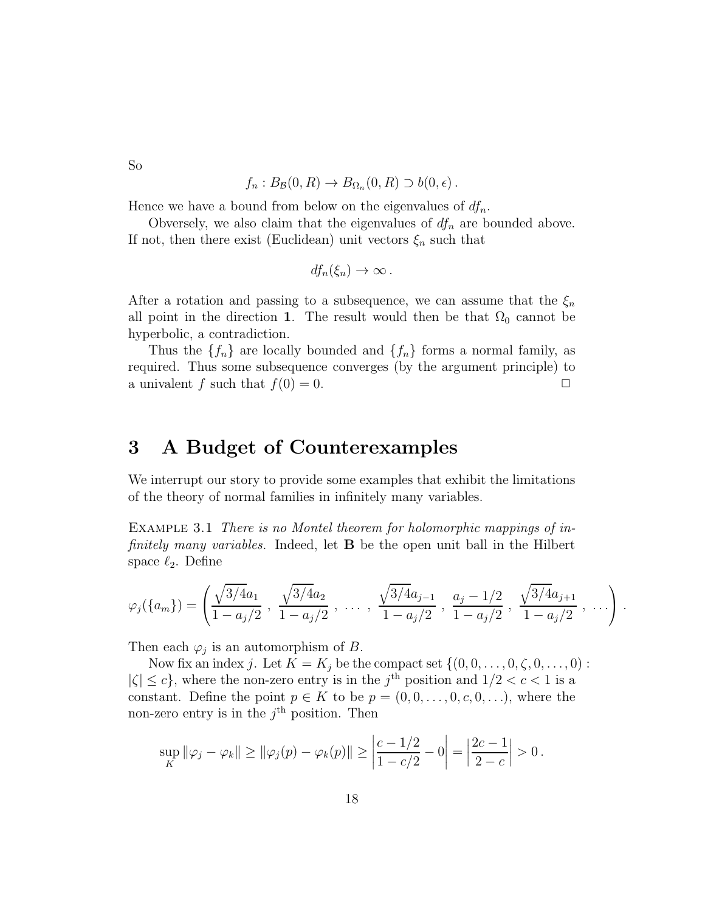So

$$f_n : B_{\mathcal{B}}(0, R) \to B_{\Omega_n}(0, R) \supset b(0, \epsilon) .$$

Hence we have a bound from below on the eigenvalues of $df_n$.

Obversely, we also claim that the eigenvalues of $df_n$ are bounded above. If not, then there exist (Euclidean) unit vectors $\xi_n$ such that

$$df_n(\xi_n) \to \infty .$$

After a rotation and passing to a subsequence, we can assume that the $\xi_n$ all point in the direction $\mathbf{1}$. The result would then be that $\Omega_0$ cannot be hyperbolic, a contradiction.

Thus the $\{f_n\}$ are locally bounded and $\{f_n\}$ forms a normal family, as required. Thus some subsequence converges (by the argument principle) to a univalent $f$ such that $f(0) = 0$. □

# 3 A Budget of Counterexamples

We interrupt our story to provide some examples that exhibit the limitations of the theory of normal families in infinitely many variables.

EXAMPLE 3.1 *There is no Montel theorem for holomorphic mappings of infinitely many variables.* Indeed, let $\mathbf{B}$ be the open unit ball in the Hilbert space $\ell_2$. Define

$$\varphi_j(\{a_m\}) = \left( \frac{\sqrt{3/4}a_1}{1 - a_j/2} , \frac{\sqrt{3/4}a_2}{1 - a_j/2} , \ldots , \frac{\sqrt{3/4}a_{j-1}}{1 - a_j/2} , \frac{a_j - 1/2}{1 - a_j/2} , \frac{\sqrt{3/4}a_{j+1}}{1 - a_j/2} , \ldots \right) .$$

Then each $\varphi_j$ is an automorphism of $B$.

Now fix an index $j$. Let $K = K_j$ be the compact set $\{(0, 0, \ldots, 0, \zeta, 0, \ldots, 0) : |\zeta| \le c\}$, where the non-zero entry is in the $j^{\text{th}}$ position and $1/2 < c < 1$ is a constant. Define the point $p \in K$ to be $p = (0, 0, \ldots, 0, c, 0, \ldots)$, where the non-zero entry is in the $j^{\text{th}}$ position. Then

$$\sup_K \|\varphi_j - \varphi_k\| \ge \|\varphi_j(p) - \varphi_k(p)\| \ge \left| \frac{c - 1/2}{1 - c/2} - 0 \right| = \left| \frac{2c - 1}{2 - c} \right| > 0 .$$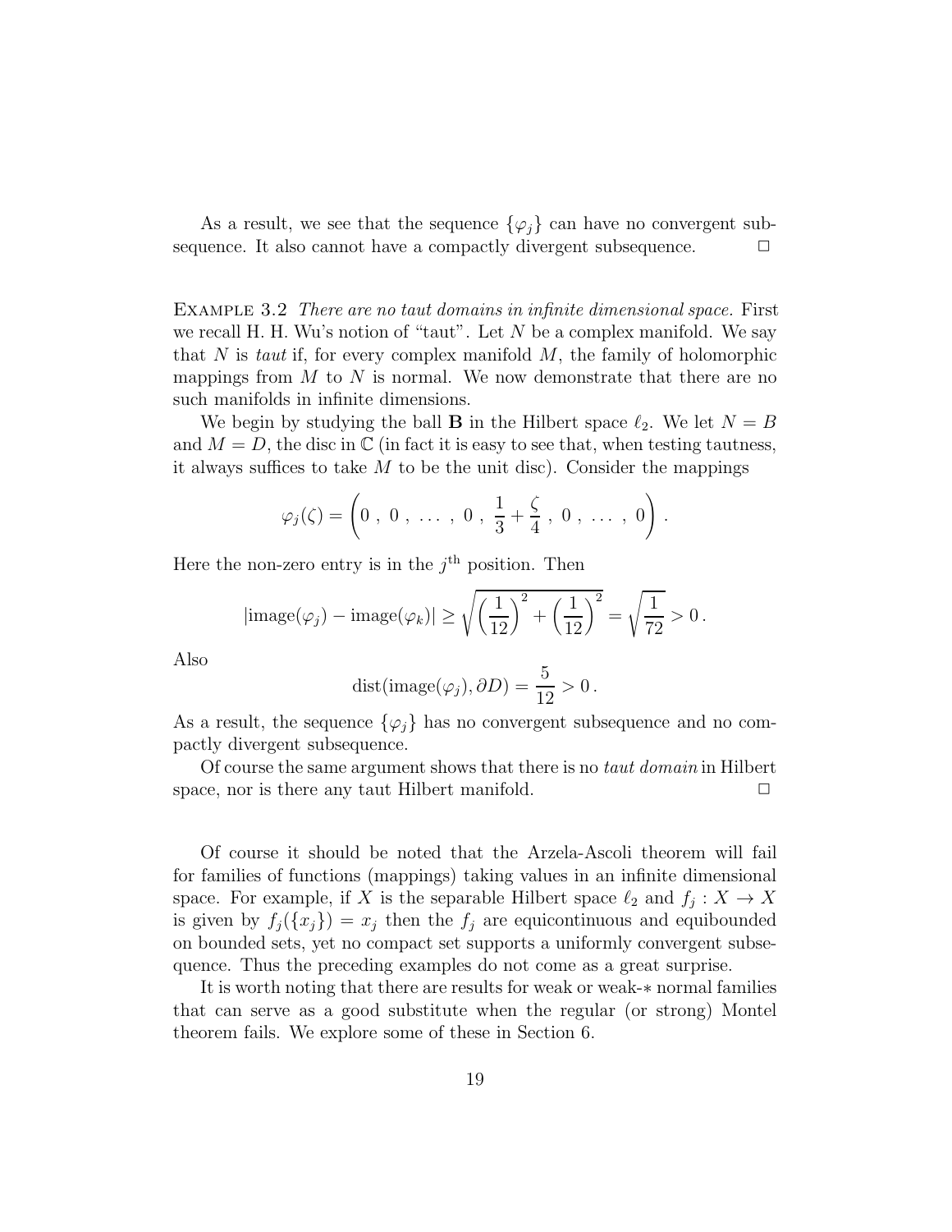As a result, we see that the sequence $\{\varphi_j\}$ can have no convergent subsequence. It also cannot have a compactly divergent subsequence. □

Example 3.2 *There are no taut domains in infinite dimensional space.* First we recall H. H. Wu's notion of "taut". Let $N$ be a complex manifold. We say that $N$ is *taut* if, for every complex manifold $M$, the family of holomorphic mappings from $M$ to $N$ is normal. We now demonstrate that there are no such manifolds in infinite dimensions.

We begin by studying the ball $\mathbf{B}$ in the Hilbert space $\ell_2$. We let $N = B$ and $M = D$, the disc in $\mathbb{C}$ (in fact it is easy to see that, when testing tautness, it always suffices to take $M$ to be the unit disc). Consider the mappings

$$\varphi_j(\zeta) = \left(0\ ,\ 0\ ,\ \ldots\ ,\ 0\ ,\ \frac{1}{3} + \frac{\zeta}{4}\ ,\ 0\ ,\ \ldots\ ,\ 0\right).$$

Here the non-zero entry is in the $j^{\text{th}}$ position. Then

$$|\text{image}(\varphi_j) - \text{image}(\varphi_k)| \geq \sqrt{\left(\frac{1}{12}\right)^2 + \left(\frac{1}{12}\right)^2} = \sqrt{\frac{1}{72}} > 0\,.$$

Also

$$\text{dist}(\text{image}(\varphi_j), \partial D) = \frac{5}{12} > 0\,.$$

As a result, the sequence $\{\varphi_j\}$ has no convergent subsequence and no compactly divergent subsequence.

Of course the same argument shows that there is no *taut domain* in Hilbert space, nor is there any taut Hilbert manifold. □

Of course it should be noted that the Arzela-Ascoli theorem will fail for families of functions (mappings) taking values in an infinite dimensional space. For example, if $X$ is the separable Hilbert space $\ell_2$ and $f_j : X \to X$ is given by $f_j(\{x_j\}) = x_j$ then the $f_j$ are equicontinuous and equibounded on bounded sets, yet no compact set supports a uniformly convergent subsequence. Thus the preceding examples do not come as a great surprise.

It is worth noting that there are results for weak or weak-$*$ normal families that can serve as a good substitute when the regular (or strong) Montel theorem fails. We explore some of these in Section 6.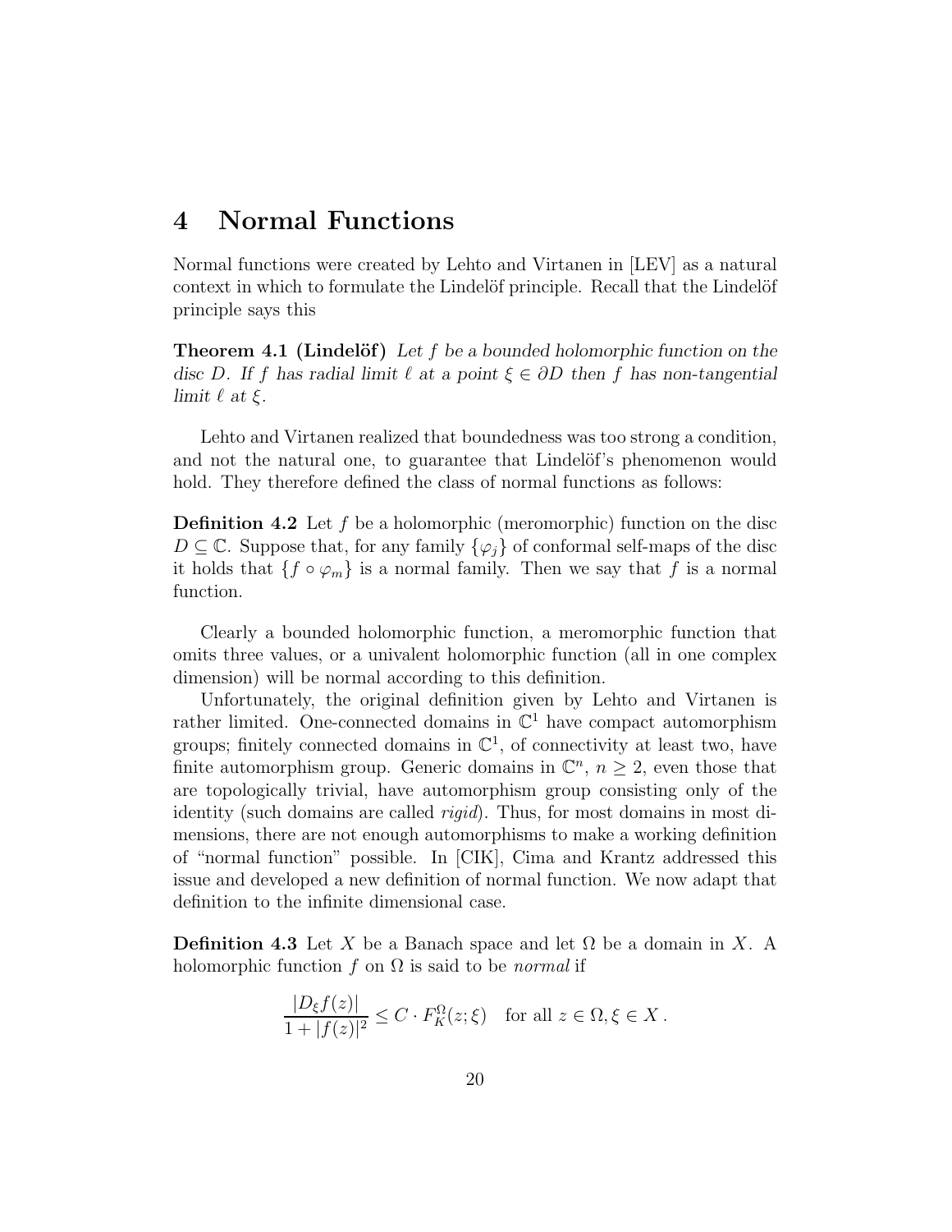# 4 Normal Functions

Normal functions were created by Lehto and Virtanen in [LEV] as a natural context in which to formulate the Lindelöf principle. Recall that the Lindelöf principle says this

**Theorem 4.1 (Lindelöf)** *Let $f$ be a bounded holomorphic function on the disc $D$. If $f$ has radial limit $\ell$ at a point $\xi \in \partial D$ then $f$ has non-tangential limit $\ell$ at $\xi$.*

Lehto and Virtanen realized that boundedness was too strong a condition, and not the natural one, to guarantee that Lindelöf's phenomenon would hold. They therefore defined the class of normal functions as follows:

**Definition 4.2** Let $f$ be a holomorphic (meromorphic) function on the disc $D \subseteq \mathbb{C}$. Suppose that, for any family $\{\varphi_j\}$ of conformal self-maps of the disc it holds that $\{f \circ \varphi_m\}$ is a normal family. Then we say that $f$ is a normal function.

Clearly a bounded holomorphic function, a meromorphic function that omits three values, or a univalent holomorphic function (all in one complex dimension) will be normal according to this definition.

Unfortunately, the original definition given by Lehto and Virtanen is rather limited. One-connected domains in $\mathbb{C}^1$ have compact automorphism groups; finitely connected domains in $\mathbb{C}^1$, of connectivity at least two, have finite automorphism group. Generic domains in $\mathbb{C}^n$, $n \geq 2$, even those that are topologically trivial, have automorphism group consisting only of the identity (such domains are called *rigid*). Thus, for most domains in most dimensions, there are not enough automorphisms to make a working definition of "normal function" possible. In [CIK], Cima and Krantz addressed this issue and developed a new definition of normal function. We now adapt that definition to the infinite dimensional case.

**Definition 4.3** Let $X$ be a Banach space and let $\Omega$ be a domain in $X$. A holomorphic function $f$ on $\Omega$ is said to be *normal* if

$$\frac{|D_\xi f(z)|}{1 + |f(z)|^2} \leq C \cdot F_K^\Omega(z; \xi) \quad \text{for all } z \in \Omega, \xi \in X \,.$$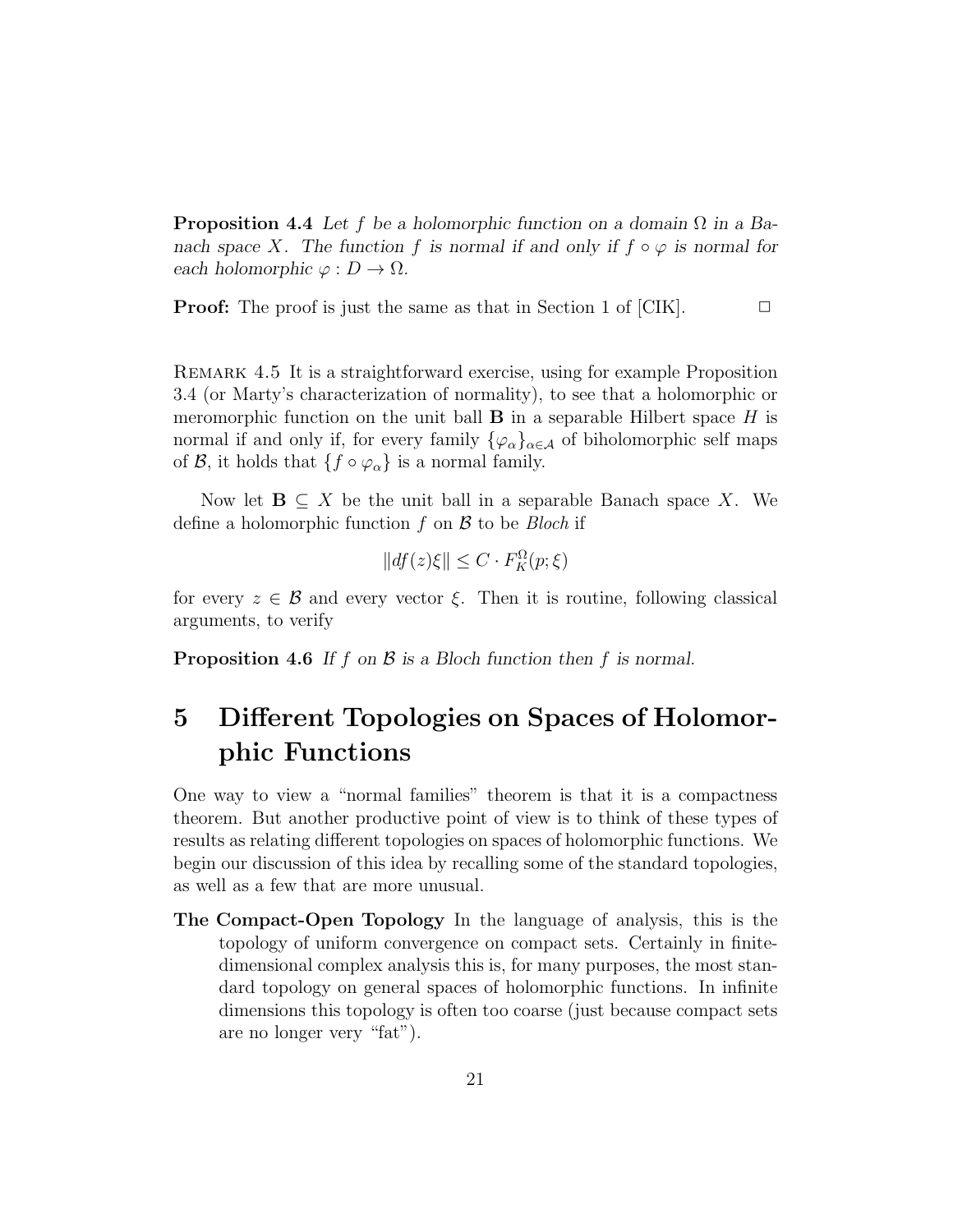**Proposition 4.4** *Let $f$ be a holomorphic function on a domain $\Omega$ in a Banach space $X$. The function $f$ is normal if and only if $f \circ \varphi$ is normal for each holomorphic $\varphi : D \to \Omega$.*

**Proof:** The proof is just the same as that in Section 1 of [CIK]. $\square$

Remark 4.5 It is a straightforward exercise, using for example Proposition 3.4 (or Marty's characterization of normality), to see that a holomorphic or meromorphic function on the unit ball $\mathbf{B}$ in a separable Hilbert space $H$ is normal if and only if, for every family $\{\varphi_\alpha\}_{\alpha \in \mathcal{A}}$ of biholomorphic self maps of $\mathcal{B}$, it holds that $\{f \circ \varphi_\alpha\}$ is a normal family.

Now let $\mathbf{B} \subseteq X$ be the unit ball in a separable Banach space $X$. We define a holomorphic function $f$ on $\mathcal{B}$ to be *Bloch* if

$$\|df(z)\xi\| \leq C \cdot F_K^\Omega(p; \xi)$$

for every $z \in \mathcal{B}$ and every vector $\xi$. Then it is routine, following classical arguments, to verify

**Proposition 4.6** *If $f$ on $\mathcal{B}$ is a Bloch function then $f$ is normal.*

# 5 Different Topologies on Spaces of Holomorphic Functions

One way to view a "normal families" theorem is that it is a compactness theorem. But another productive point of view is to think of these types of results as relating different topologies on spaces of holomorphic functions. We begin our discussion of this idea by recalling some of the standard topologies, as well as a few that are more unusual.

**The Compact-Open Topology** In the language of analysis, this is the topology of uniform convergence on compact sets. Certainly in finite-dimensional complex analysis this is, for many purposes, the most standard topology on general spaces of holomorphic functions. In infinite dimensions this topology is often too coarse (just because compact sets are no longer very "fat").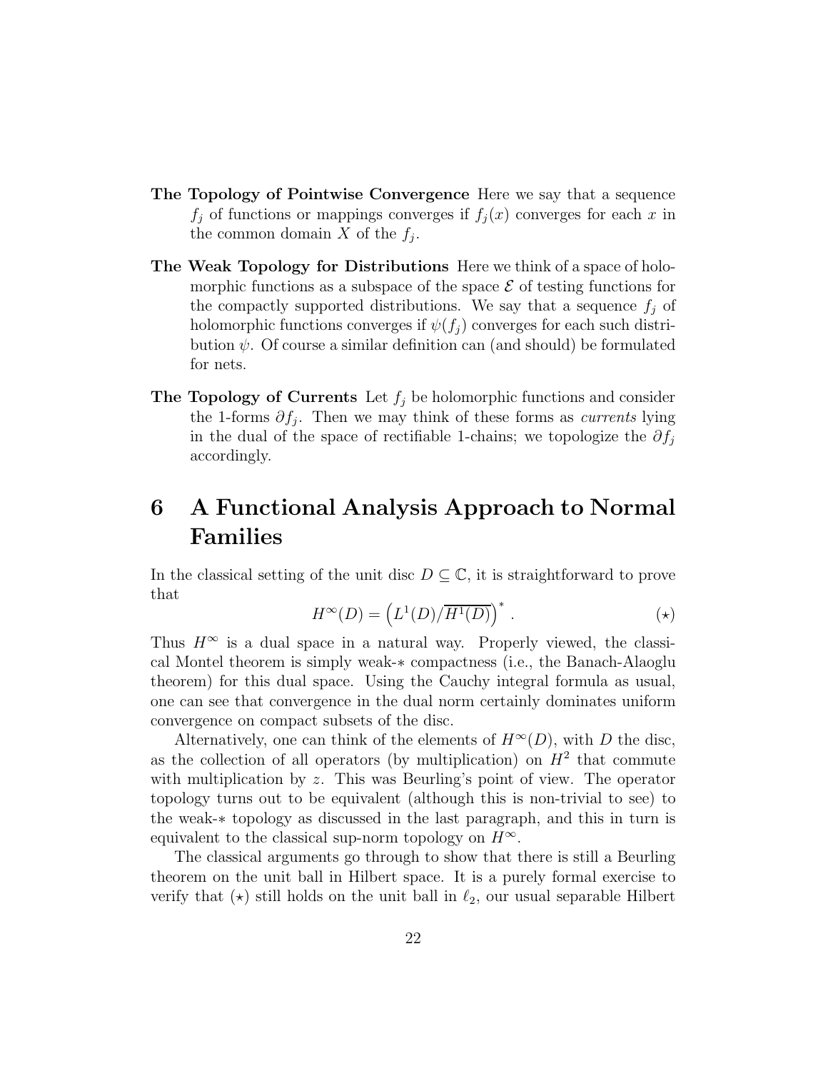**The Topology of Pointwise Convergence** Here we say that a sequence $f_j$ of functions or mappings converges if $f_j(x)$ converges for each $x$ in the common domain $X$ of the $f_j$.

**The Weak Topology for Distributions** Here we think of a space of holomorphic functions as a subspace of the space $\mathcal{E}$ of testing functions for the compactly supported distributions. We say that a sequence $f_j$ of holomorphic functions converges if $\psi(f_j)$ converges for each such distribution $\psi$. Of course a similar definition can (and should) be formulated for nets.

**The Topology of Currents** Let $f_j$ be holomorphic functions and consider the 1-forms $\partial f_j$. Then we may think of these forms as *currents* lying in the dual of the space of rectifiable 1-chains; we topologize the $\partial f_j$ accordingly.

# 6 A Functional Analysis Approach to Normal Families

In the classical setting of the unit disc $D \subseteq \mathbb{C}$, it is straightforward to prove that

$$H^\infty(D) = \left( L^1(D)/\overline{H^1(D)} \right)^* . \qquad (\star)$$

Thus $H^\infty$ is a dual space in a natural way. Properly viewed, the classical Montel theorem is simply weak-$*$ compactness (i.e., the Banach-Alaoglu theorem) for this dual space. Using the Cauchy integral formula as usual, one can see that convergence in the dual norm certainly dominates uniform convergence on compact subsets of the disc.

Alternatively, one can think of the elements of $H^\infty(D)$, with $D$ the disc, as the collection of all operators (by multiplication) on $H^2$ that commute with multiplication by $z$. This was Beurling's point of view. The operator topology turns out to be equivalent (although this is non-trivial to see) to the weak-$*$ topology as discussed in the last paragraph, and this in turn is equivalent to the classical sup-norm topology on $H^\infty$.

The classical arguments go through to show that there is still a Beurling theorem on the unit ball in Hilbert space. It is a purely formal exercise to verify that $(\star)$ still holds on the unit ball in $\ell_2$, our usual separable Hilbert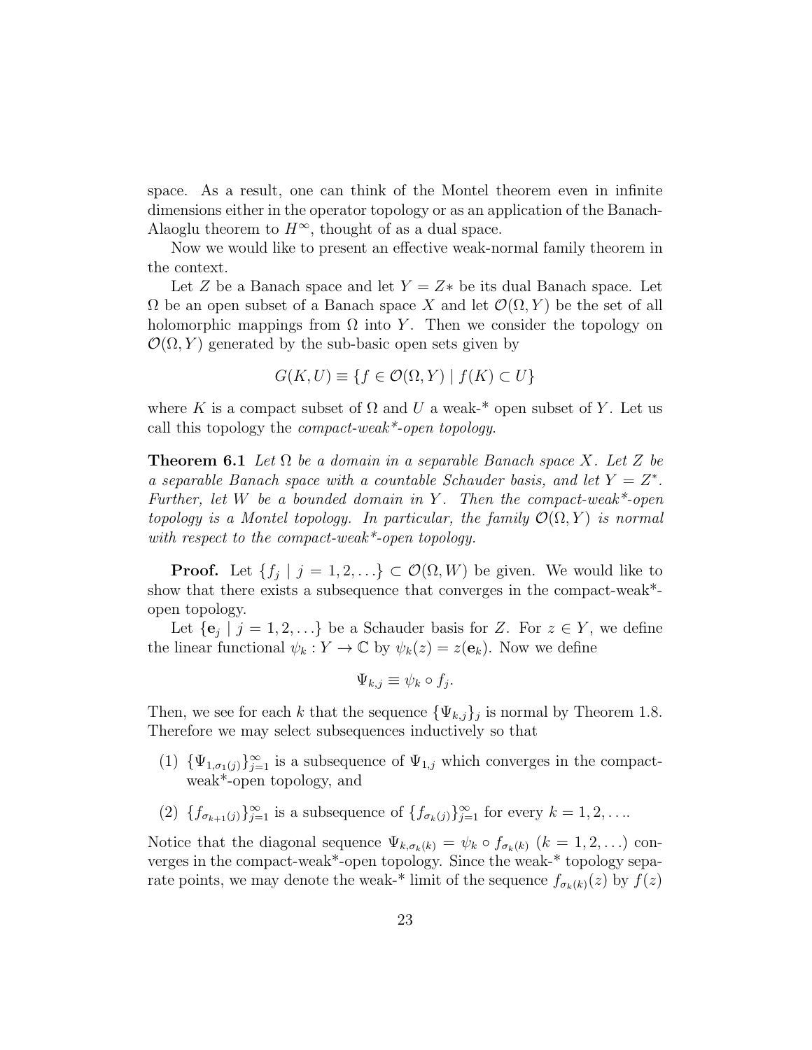space. As a result, one can think of the Montel theorem even in infinite dimensions either in the operator topology or as an application of the Banach-Alaoglu theorem to $H^\infty$, thought of as a dual space.

Now we would like to present an effective weak-normal family theorem in the context.

Let $Z$ be a Banach space and let $Y = Z*$ be its dual Banach space. Let $\Omega$ be an open subset of a Banach space $X$ and let $\mathcal{O}(\Omega, Y)$ be the set of all holomorphic mappings from $\Omega$ into $Y$. Then we consider the topology on $\mathcal{O}(\Omega, Y)$ generated by the sub-basic open sets given by

$$G(K, U) \equiv \{f \in \mathcal{O}(\Omega, Y) \mid f(K) \subset U\}$$

where $K$ is a compact subset of $\Omega$ and $U$ a weak-* open subset of $Y$. Let us call this topology the *compact-weak\*-open topology*.

**Theorem 6.1** *Let $\Omega$ be a domain in a separable Banach space $X$. Let $Z$ be a separable Banach space with a countable Schauder basis, and let $Y = Z^*$. Further, let $W$ be a bounded domain in $Y$. Then the compact-weak\*-open topology is a Montel topology. In particular, the family $\mathcal{O}(\Omega, Y)$ is normal with respect to the compact-weak\*-open topology.*

**Proof.** Let $\{f_j \mid j = 1, 2, \ldots\} \subset \mathcal{O}(\Omega, W)$ be given. We would like to show that there exists a subsequence that converges in the compact-weak\*-open topology.

Let $\{\mathbf{e}_j \mid j = 1, 2, \ldots\}$ be a Schauder basis for $Z$. For $z \in Y$, we define the linear functional $\psi_k : Y \to \mathbb{C}$ by $\psi_k(z) = z(\mathbf{e}_k)$. Now we define

$$\Psi_{k,j} \equiv \psi_k \circ f_j.$$

Then, we see for each $k$ that the sequence $\{\Psi_{k,j}\}_j$ is normal by Theorem 1.8. Therefore we may select subsequences inductively so that

(1) $\{\Psi_{1,\sigma_1(j)}\}_{j=1}^\infty$ is a subsequence of $\Psi_{1,j}$ which converges in the compact-weak\*-open topology, and

(2) $\{f_{\sigma_{k+1}(j)}\}_{j=1}^\infty$ is a subsequence of $\{f_{\sigma_k(j)}\}_{j=1}^\infty$ for every $k = 1, 2, \ldots$.

Notice that the diagonal sequence $\Psi_{k,\sigma_k(k)} = \psi_k \circ f_{\sigma_k(k)}$ $(k = 1, 2, \ldots)$ converges in the compact-weak\*-open topology. Since the weak-* topology separate points, we may denote the weak-* limit of the sequence $f_{\sigma_k(k)}(z)$ by $f(z)$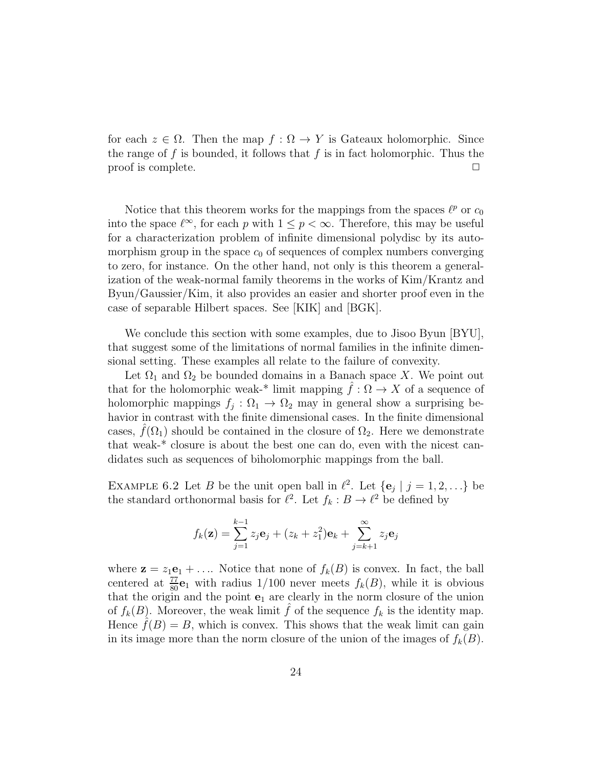for each $z \in \Omega$. Then the map $f : \Omega \to Y$ is Gateaux holomorphic. Since the range of $f$ is bounded, it follows that $f$ is in fact holomorphic. Thus the proof is complete. $\square$

Notice that this theorem works for the mappings from the spaces $\ell^p$ or $c_0$ into the space $\ell^\infty$, for each $p$ with $1 \leq p < \infty$. Therefore, this may be useful for a characterization problem of infinite dimensional polydisc by its automorphism group in the space $c_0$ of sequences of complex numbers converging to zero, for instance. On the other hand, not only is this theorem a generalization of the weak-normal family theorems in the works of Kim/Krantz and Byun/Gaussier/Kim, it also provides an easier and shorter proof even in the case of separable Hilbert spaces. See [KIK] and [BGK].

We conclude this section with some examples, due to Jisoo Byun [BYU], that suggest some of the limitations of normal families in the infinite dimensional setting. These examples all relate to the failure of convexity.

Let $\Omega_1$ and $\Omega_2$ be bounded domains in a Banach space $X$. We point out that for the holomorphic weak-* limit mapping $\hat{f} : \Omega \to X$ of a sequence of holomorphic mappings $f_j : \Omega_1 \to \Omega_2$ may in general show a surprising behavior in contrast with the finite dimensional cases. In the finite dimensional cases, $\hat{f}(\Omega_1)$ should be contained in the closure of $\Omega_2$. Here we demonstrate that weak-* closure is about the best one can do, even with the nicest candidates such as sequences of biholomorphic mappings from the ball.

EXAMPLE 6.2 Let $B$ be the unit open ball in $\ell^2$. Let $\{\mathbf{e}_j \mid j = 1, 2, \ldots\}$ be the standard orthonormal basis for $\ell^2$. Let $f_k : B \to \ell^2$ be defined by

$$f_k(\mathbf{z}) = \sum_{j=1}^{k-1} z_j \mathbf{e}_j + (z_k + z_1^2)\mathbf{e}_k + \sum_{j=k+1}^{\infty} z_j \mathbf{e}_j$$

where $\mathbf{z} = z_1\mathbf{e}_1 + \ldots$. Notice that none of $f_k(B)$ is convex. In fact, the ball centered at $\frac{77}{80}\mathbf{e}_1$ with radius $1/100$ never meets $f_k(B)$, while it is obvious that the origin and the point $\mathbf{e}_1$ are clearly in the norm closure of the union of $f_k(B)$. Moreover, the weak limit $\hat{f}$ of the sequence $f_k$ is the identity map. Hence $\hat{f}(B) = B$, which is convex. This shows that the weak limit can gain in its image more than the norm closure of the union of the images of $f_k(B)$.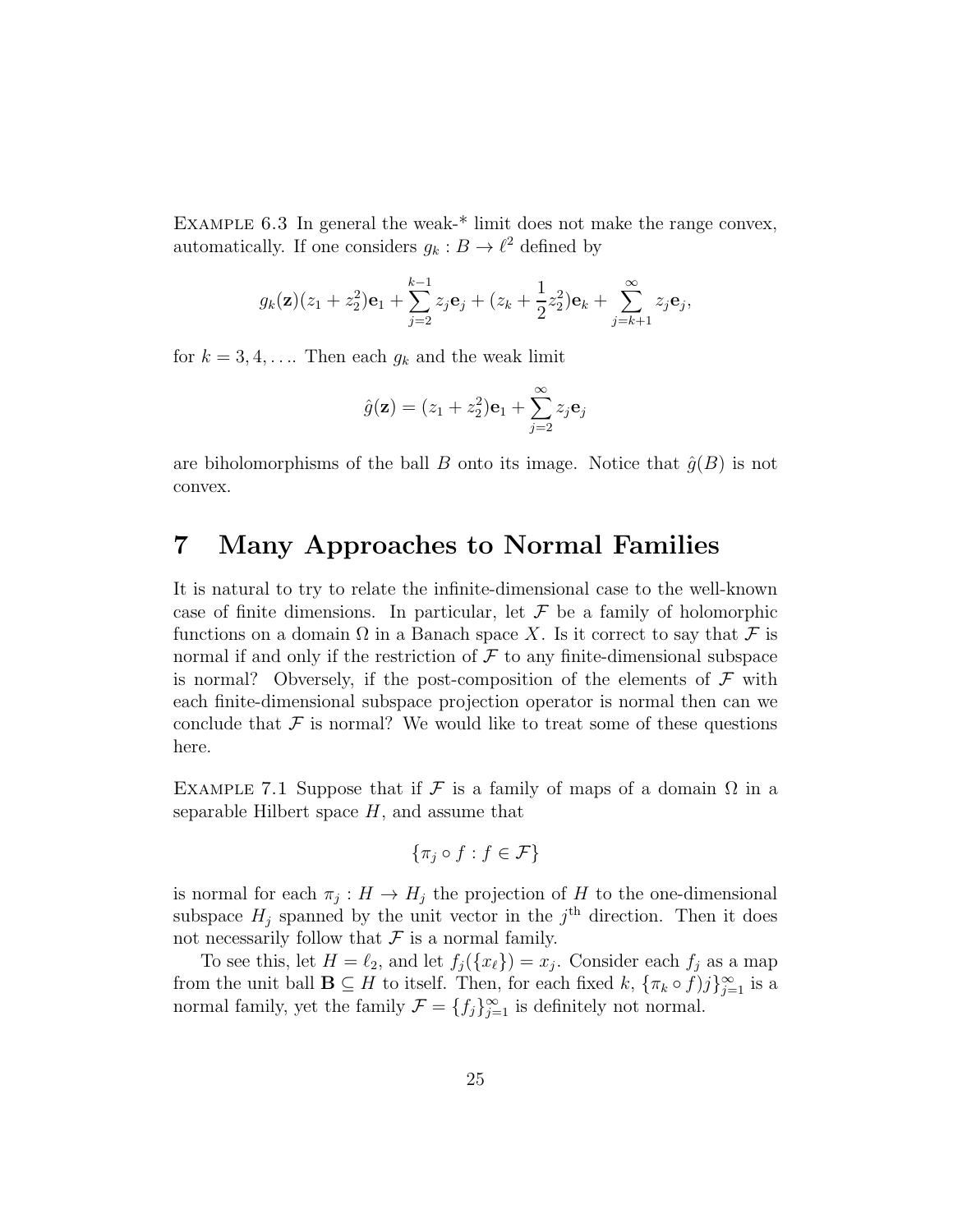Example 6.3 In general the weak-* limit does not make the range convex, automatically. If one considers $g_k : B \to \ell^2$ defined by

$$g_k(\mathbf{z})(z_1 + z_2^2)\mathbf{e}_1 + \sum_{j=2}^{k-1} z_j \mathbf{e}_j + (z_k + \frac{1}{2}z_2^2)\mathbf{e}_k + \sum_{j=k+1}^{\infty} z_j \mathbf{e}_j,$$

for $k = 3, 4, \ldots$. Then each $g_k$ and the weak limit

$$\hat{g}(\mathbf{z}) = (z_1 + z_2^2)\mathbf{e}_1 + \sum_{j=2}^{\infty} z_j \mathbf{e}_j$$

are biholomorphisms of the ball $B$ onto its image. Notice that $\hat{g}(B)$ is not convex.

# 7 Many Approaches to Normal Families

It is natural to try to relate the infinite-dimensional case to the well-known case of finite dimensions. In particular, let $\mathcal{F}$ be a family of holomorphic functions on a domain $\Omega$ in a Banach space $X$. Is it correct to say that $\mathcal{F}$ is normal if and only if the restriction of $\mathcal{F}$ to any finite-dimensional subspace is normal? Obversely, if the post-composition of the elements of $\mathcal{F}$ with each finite-dimensional subspace projection operator is normal then can we conclude that $\mathcal{F}$ is normal? We would like to treat some of these questions here.

Example 7.1 Suppose that if $\mathcal{F}$ is a family of maps of a domain $\Omega$ in a separable Hilbert space $H$, and assume that

$$\{\pi_j \circ f : f \in \mathcal{F}\}$$

is normal for each $\pi_j : H \to H_j$ the projection of $H$ to the one-dimensional subspace $H_j$ spanned by the unit vector in the $j^{\text{th}}$ direction. Then it does not necessarily follow that $\mathcal{F}$ is a normal family.

To see this, let $H = \ell_2$, and let $f_j(\{x_\ell\}) = x_j$. Consider each $f_j$ as a map from the unit ball $\mathbf{B} \subseteq H$ to itself. Then, for each fixed $k$, $\{\pi_k \circ f)j\}_{j=1}^{\infty}$ is a normal family, yet the family $\mathcal{F} = \{f_j\}_{j=1}^{\infty}$ is definitely not normal.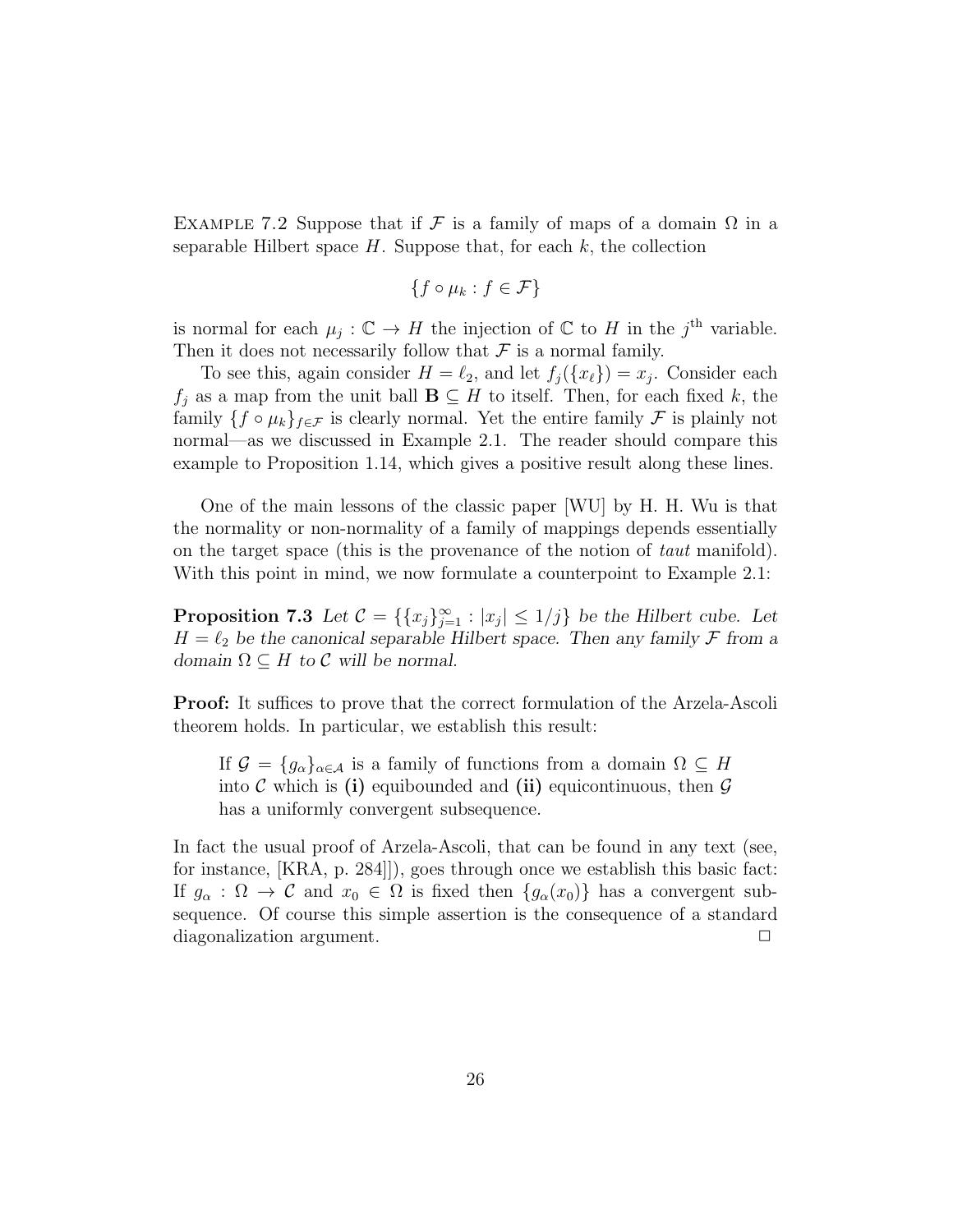EXAMPLE 7.2 Suppose that if $\mathcal{F}$ is a family of maps of a domain $\Omega$ in a separable Hilbert space $H$. Suppose that, for each $k$, the collection

$$\{f \circ \mu_k : f \in \mathcal{F}\}$$

is normal for each $\mu_j : \mathbb{C} \to H$ the injection of $\mathbb{C}$ to $H$ in the $j^{\text{th}}$ variable. Then it does not necessarily follow that $\mathcal{F}$ is a normal family.

To see this, again consider $H = \ell_2$, and let $f_j(\{x_\ell\}) = x_j$. Consider each $f_j$ as a map from the unit ball $\mathbf{B} \subseteq H$ to itself. Then, for each fixed $k$, the family $\{f \circ \mu_k\}_{f \in \mathcal{F}}$ is clearly normal. Yet the entire family $\mathcal{F}$ is plainly not normal—as we discussed in Example 2.1. The reader should compare this example to Proposition 1.14, which gives a positive result along these lines.

One of the main lessons of the classic paper [WU] by H. H. Wu is that the normality or non-normality of a family of mappings depends essentially on the target space (this is the provenance of the notion of *taut* manifold). With this point in mind, we now formulate a counterpoint to Example 2.1:

**Proposition 7.3** *Let $\mathcal{C} = \{\{x_j\}_{j=1}^\infty : |x_j| \leq 1/j\}$ be the Hilbert cube. Let $H = \ell_2$ be the canonical separable Hilbert space. Then any family $\mathcal{F}$ from a domain $\Omega \subseteq H$ to $\mathcal{C}$ will be normal.*

**Proof:** It suffices to prove that the correct formulation of the Arzela-Ascoli theorem holds. In particular, we establish this result:

> If $\mathcal{G} = \{g_\alpha\}_{\alpha \in \mathcal{A}}$ is a family of functions from a domain $\Omega \subseteq H$ into $\mathcal{C}$ which is **(i)** equibounded and **(ii)** equicontinuous, then $\mathcal{G}$ has a uniformly convergent subsequence.

In fact the usual proof of Arzela-Ascoli, that can be found in any text (see, for instance, [KRA, p. 284]]), goes through once we establish this basic fact: If $g_\alpha : \Omega \to \mathcal{C}$ and $x_0 \in \Omega$ is fixed then $\{g_\alpha(x_0)\}$ has a convergent subsequence. Of course this simple assertion is the consequence of a standard diagonalization argument. $\square$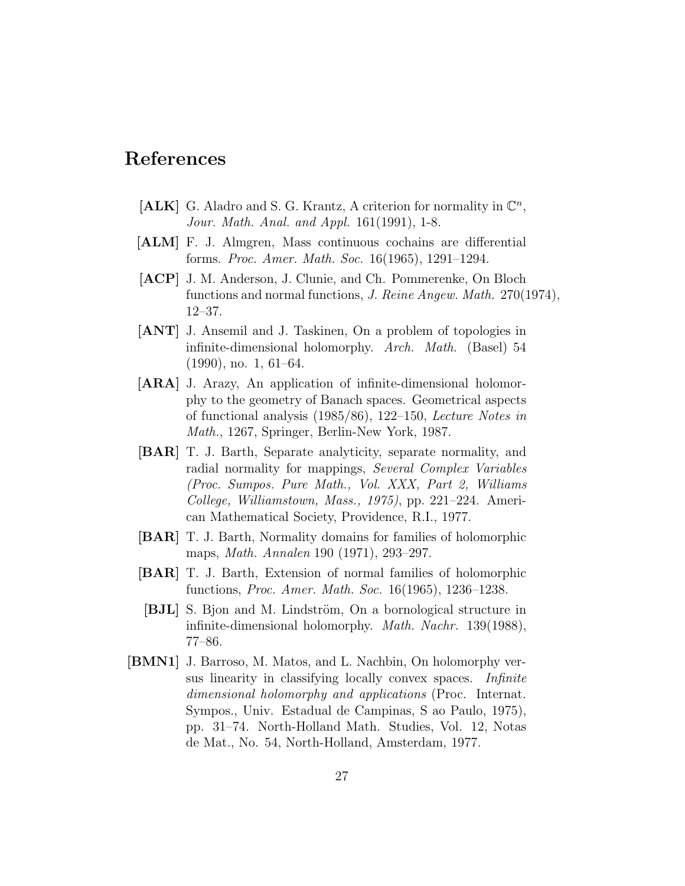## References

**[ALK]** G. Aladro and S. G. Krantz, A criterion for normality in $\mathbb{C}^n$, *Jour. Math. Anal. and Appl.* 161(1991), 1-8.

**[ALM]** F. J. Almgren, Mass continuous cochains are differential forms. *Proc. Amer. Math. Soc.* 16(1965), 1291–1294.

**[ACP]** J. M. Anderson, J. Clunie, and Ch. Pommerenke, On Bloch functions and normal functions, *J. Reine Angew. Math.* 270(1974), 12–37.

**[ANT]** J. Ansemil and J. Taskinen, On a problem of topologies in infinite-dimensional holomorphy. *Arch. Math.* (Basel) 54 (1990), no. 1, 61–64.

**[ARA]** J. Arazy, An application of infinite-dimensional holomorphy to the geometry of Banach spaces. Geometrical aspects of functional analysis (1985/86), 122–150, *Lecture Notes in Math.*, 1267, Springer, Berlin-New York, 1987.

**[BAR]** T. J. Barth, Separate analyticity, separate normality, and radial normality for mappings, *Several Complex Variables (Proc. Sumpos. Pure Math., Vol. XXX, Part 2, Williams College, Williamstown, Mass., 1975)*, pp. 221–224. American Mathematical Society, Providence, R.I., 1977.

**[BAR]** T. J. Barth, Normality domains for families of holomorphic maps, *Math. Annalen* 190 (1971), 293–297.

**[BAR]** T. J. Barth, Extension of normal families of holomorphic functions, *Proc. Amer. Math. Soc.* 16(1965), 1236–1238.

**[BJL]** S. Bjon and M. Lindström, On a bornological structure in infinite-dimensional holomorphy. *Math. Nachr.* 139(1988), 77–86.

**[BMN1]** J. Barroso, M. Matos, and L. Nachbin, On holomorphy versus linearity in classifying locally convex spaces. *Infinite dimensional holomorphy and applications* (Proc. Internat. Sympos., Univ. Estadual de Campinas, S ao Paulo, 1975), pp. 31–74. North-Holland Math. Studies, Vol. 12, Notas de Mat., No. 54, North-Holland, Amsterdam, 1977.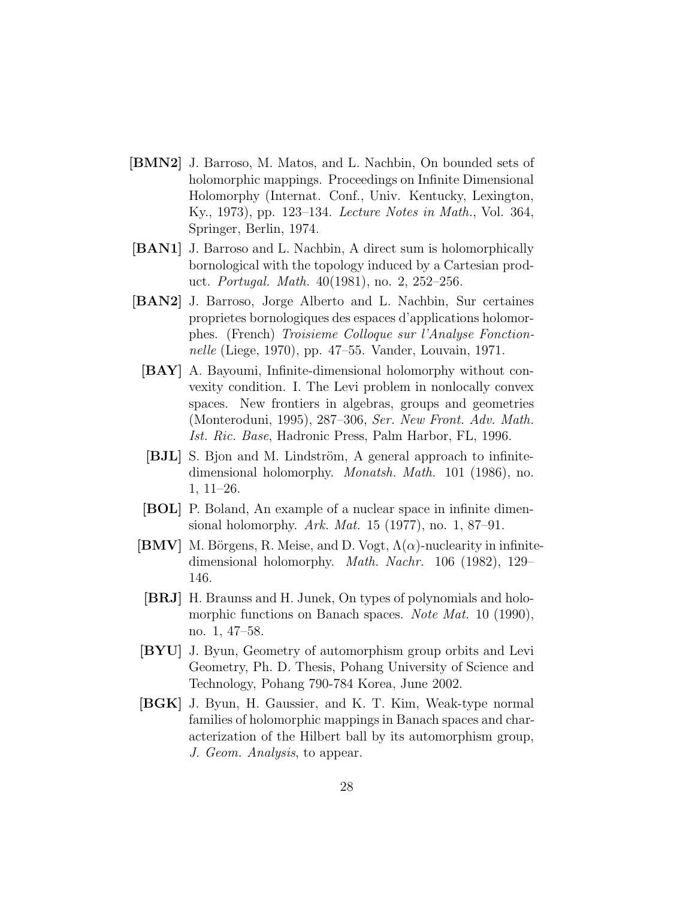**[BMN2]** J. Barroso, M. Matos, and L. Nachbin, On bounded sets of holomorphic mappings. Proceedings on Infinite Dimensional Holomorphy (Internat. Conf., Univ. Kentucky, Lexington, Ky., 1973), pp. 123–134. *Lecture Notes in Math.*, Vol. 364, Springer, Berlin, 1974.

**[BAN1]** J. Barroso and L. Nachbin, A direct sum is holomorphically bornological with the topology induced by a Cartesian product. *Portugal. Math.* 40(1981), no. 2, 252–256.

**[BAN2]** J. Barroso, Jorge Alberto and L. Nachbin, Sur certaines proprietes bornologiques des espaces d'applications holomorphes. (French) *Troisieme Colloque sur l'Analyse Fonctionnelle* (Liege, 1970), pp. 47–55. Vander, Louvain, 1971.

**[BAY]** A. Bayoumi, Infinite-dimensional holomorphy without convexity condition. I. The Levi problem in nonlocally convex spaces. New frontiers in algebras, groups and geometries (Monteroduni, 1995), 287–306, *Ser. New Front. Adv. Math. Ist. Ric. Base*, Hadronic Press, Palm Harbor, FL, 1996.

**[BJL]** S. Bjon and M. Lindström, A general approach to infinite-dimensional holomorphy. *Monatsh. Math.* 101 (1986), no. 1, 11–26.

**[BOL]** P. Boland, An example of a nuclear space in infinite dimensional holomorphy. *Ark. Mat.* 15 (1977), no. 1, 87–91.

**[BMV]** M. Börgens, R. Meise, and D. Vogt, $\Lambda(\alpha)$-nuclearity in infinite-dimensional holomorphy. *Math. Nachr.* 106 (1982), 129–146.

**[BRJ]** H. Braunss and H. Junek, On types of polynomials and holomorphic functions on Banach spaces. *Note Mat.* 10 (1990), no. 1, 47–58.

**[BYU]** J. Byun, Geometry of automorphism group orbits and Levi Geometry, Ph. D. Thesis, Pohang University of Science and Technology, Pohang 790-784 Korea, June 2002.

**[BGK]** J. Byun, H. Gaussier, and K. T. Kim, Weak-type normal families of holomorphic mappings in Banach spaces and characterization of the Hilbert ball by its automorphism group, *J. Geom. Analysis*, to appear.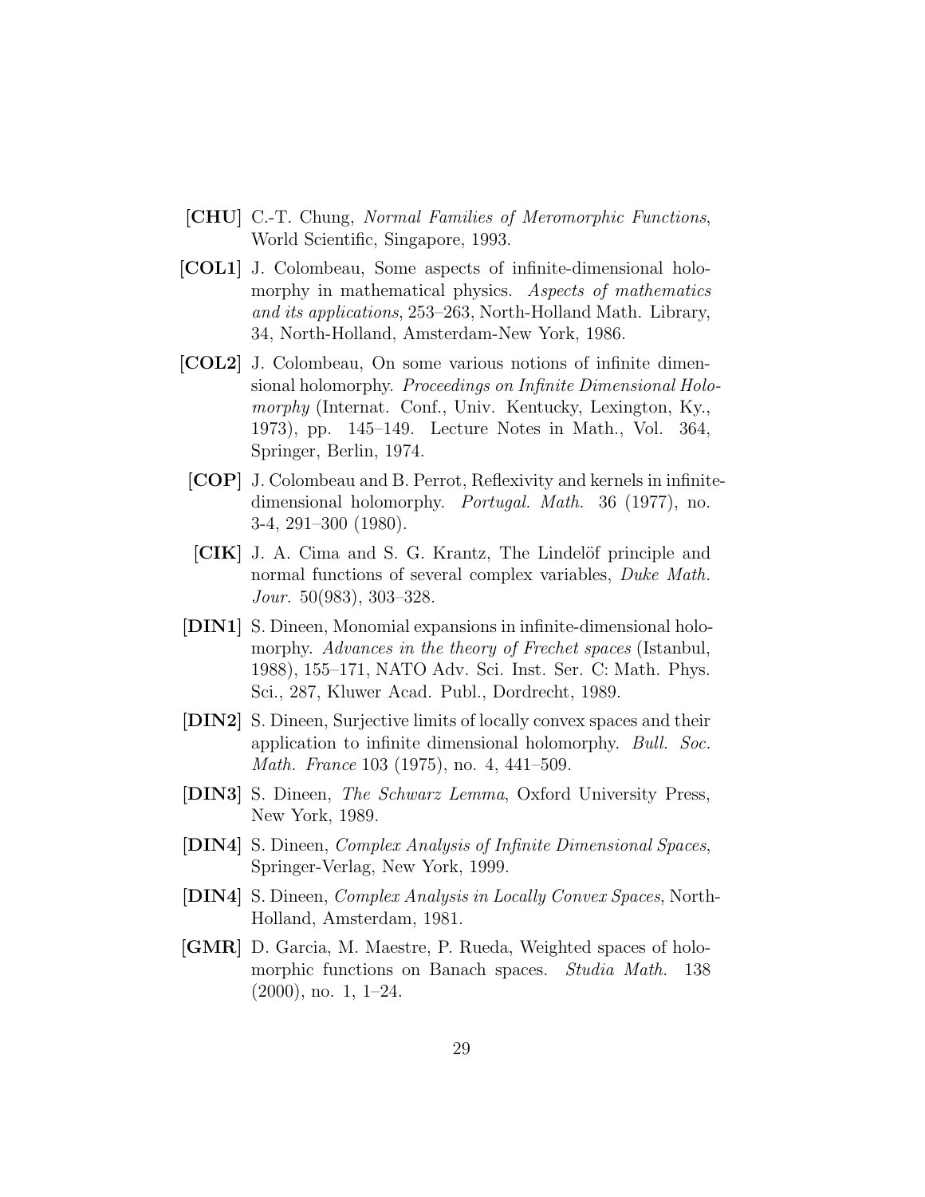**[CHU]** C.-T. Chung, *Normal Families of Meromorphic Functions*, World Scientific, Singapore, 1993.

**[COL1]** J. Colombeau, Some aspects of infinite-dimensional holomorphy in mathematical physics. *Aspects of mathematics and its applications*, 253–263, North-Holland Math. Library, 34, North-Holland, Amsterdam-New York, 1986.

**[COL2]** J. Colombeau, On some various notions of infinite dimensional holomorphy. *Proceedings on Infinite Dimensional Holomorphy* (Internat. Conf., Univ. Kentucky, Lexington, Ky., 1973), pp. 145–149. Lecture Notes in Math., Vol. 364, Springer, Berlin, 1974.

**[COP]** J. Colombeau and B. Perrot, Reflexivity and kernels in infinite-dimensional holomorphy. *Portugal. Math.* 36 (1977), no. 3-4, 291–300 (1980).

**[CIK]** J. A. Cima and S. G. Krantz, The Lindelöf principle and normal functions of several complex variables, *Duke Math. Jour.* 50(983), 303–328.

**[DIN1]** S. Dineen, Monomial expansions in infinite-dimensional holomorphy. *Advances in the theory of Frechet spaces* (Istanbul, 1988), 155–171, NATO Adv. Sci. Inst. Ser. C: Math. Phys. Sci., 287, Kluwer Acad. Publ., Dordrecht, 1989.

**[DIN2]** S. Dineen, Surjective limits of locally convex spaces and their application to infinite dimensional holomorphy. *Bull. Soc. Math. France* 103 (1975), no. 4, 441–509.

**[DIN3]** S. Dineen, *The Schwarz Lemma*, Oxford University Press, New York, 1989.

**[DIN4]** S. Dineen, *Complex Analysis of Infinite Dimensional Spaces*, Springer-Verlag, New York, 1999.

**[DIN4]** S. Dineen, *Complex Analysis in Locally Convex Spaces*, North-Holland, Amsterdam, 1981.

**[GMR]** D. Garcia, M. Maestre, P. Rueda, Weighted spaces of holomorphic functions on Banach spaces. *Studia Math.* 138 (2000), no. 1, 1–24.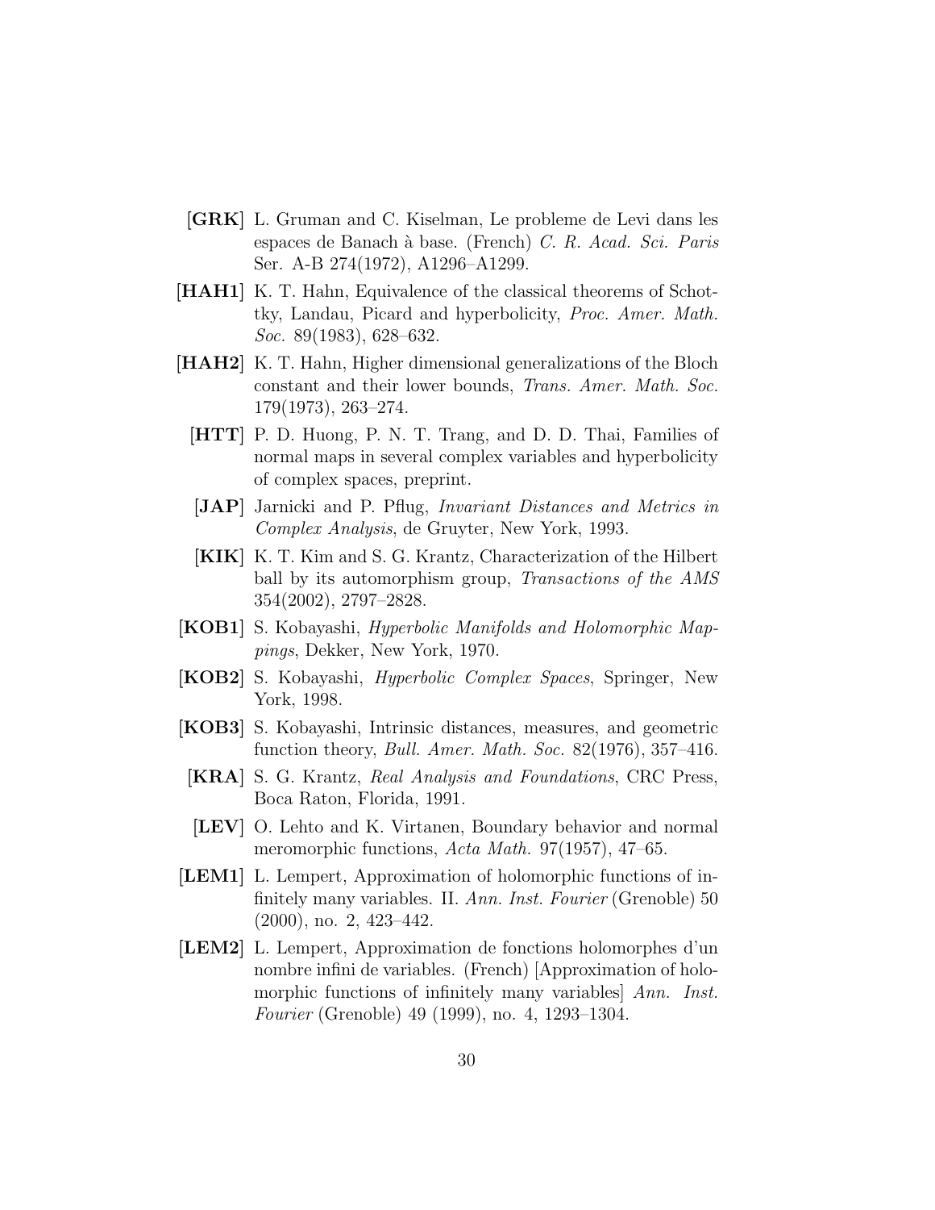**[GRK]** L. Gruman and C. Kiselman, Le probleme de Levi dans les espaces de Banach à base. (French) *C. R. Acad. Sci. Paris* Ser. A-B 274(1972), A1296–A1299.

**[HAH1]** K. T. Hahn, Equivalence of the classical theorems of Schottky, Landau, Picard and hyperbolicity, *Proc. Amer. Math. Soc.* 89(1983), 628–632.

**[HAH2]** K. T. Hahn, Higher dimensional generalizations of the Bloch constant and their lower bounds, *Trans. Amer. Math. Soc.* 179(1973), 263–274.

**[HTT]** P. D. Huong, P. N. T. Trang, and D. D. Thai, Families of normal maps in several complex variables and hyperbolicity of complex spaces, preprint.

**[JAP]** Jarnicki and P. Pflug, *Invariant Distances and Metrics in Complex Analysis*, de Gruyter, New York, 1993.

**[KIK]** K. T. Kim and S. G. Krantz, Characterization of the Hilbert ball by its automorphism group, *Transactions of the AMS* 354(2002), 2797–2828.

**[KOB1]** S. Kobayashi, *Hyperbolic Manifolds and Holomorphic Mappings*, Dekker, New York, 1970.

**[KOB2]** S. Kobayashi, *Hyperbolic Complex Spaces*, Springer, New York, 1998.

**[KOB3]** S. Kobayashi, Intrinsic distances, measures, and geometric function theory, *Bull. Amer. Math. Soc.* 82(1976), 357–416.

**[KRA]** S. G. Krantz, *Real Analysis and Foundations*, CRC Press, Boca Raton, Florida, 1991.

**[LEV]** O. Lehto and K. Virtanen, Boundary behavior and normal meromorphic functions, *Acta Math.* 97(1957), 47–65.

**[LEM1]** L. Lempert, Approximation of holomorphic functions of infinitely many variables. II. *Ann. Inst. Fourier* (Grenoble) 50 (2000), no. 2, 423–442.

**[LEM2]** L. Lempert, Approximation de fonctions holomorphes d'un nombre infini de variables. (French) [Approximation of holomorphic functions of infinitely many variables] *Ann. Inst. Fourier* (Grenoble) 49 (1999), no. 4, 1293–1304.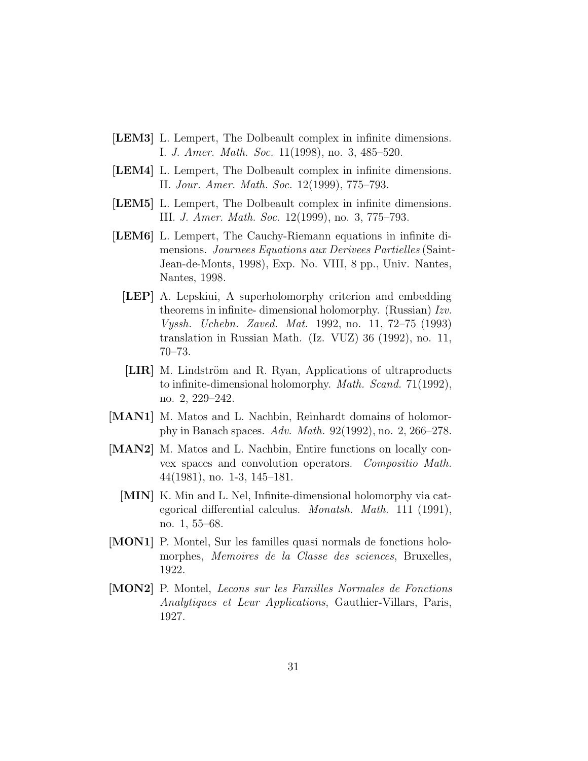**[LEM3]** L. Lempert, The Dolbeault complex in infinite dimensions. I. *J. Amer. Math. Soc.* 11(1998), no. 3, 485–520.

**[LEM4]** L. Lempert, The Dolbeault complex in infinite dimensions. II. *Jour. Amer. Math. Soc.* 12(1999), 775–793.

**[LEM5]** L. Lempert, The Dolbeault complex in infinite dimensions. III. *J. Amer. Math. Soc.* 12(1999), no. 3, 775–793.

**[LEM6]** L. Lempert, The Cauchy-Riemann equations in infinite dimensions. *Journees Equations aux Derivees Partielles* (Saint-Jean-de-Monts, 1998), Exp. No. VIII, 8 pp., Univ. Nantes, Nantes, 1998.

**[LEP]** A. Lepskiui, A superholomorphy criterion and embedding theorems in infinite- dimensional holomorphy. (Russian) *Izv. Vyssh. Uchebn. Zaved. Mat.* 1992, no. 11, 72–75 (1993) translation in Russian Math. (Iz. VUZ) 36 (1992), no. 11, 70–73.

**[LIR]** M. Lindström and R. Ryan, Applications of ultraproducts to infinite-dimensional holomorphy. *Math. Scand.* 71(1992), no. 2, 229–242.

**[MAN1]** M. Matos and L. Nachbin, Reinhardt domains of holomorphy in Banach spaces. *Adv. Math.* 92(1992), no. 2, 266–278.

**[MAN2]** M. Matos and L. Nachbin, Entire functions on locally convex spaces and convolution operators. *Compositio Math.* 44(1981), no. 1-3, 145–181.

**[MIN]** K. Min and L. Nel, Infinite-dimensional holomorphy via categorical differential calculus. *Monatsh. Math.* 111 (1991), no. 1, 55–68.

**[MON1]** P. Montel, Sur les familles quasi normals de fonctions holomorphes, *Memoires de la Classe des sciences*, Bruxelles, 1922.

**[MON2]** P. Montel, *Lecons sur les Familles Normales de Fonctions Analytiques et Leur Applications*, Gauthier-Villars, Paris, 1927.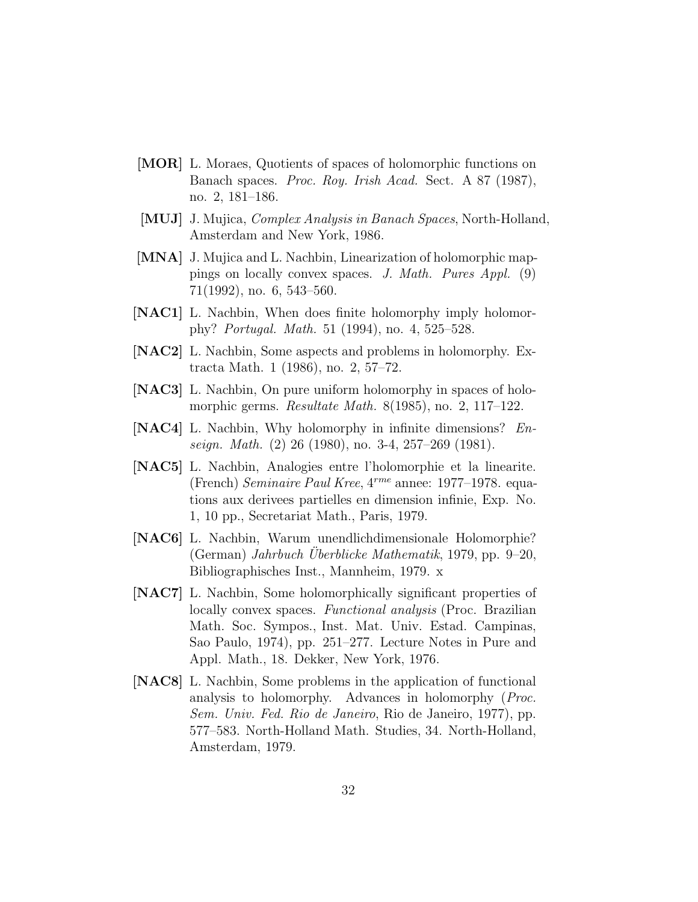**[MOR]** L. Moraes, Quotients of spaces of holomorphic functions on Banach spaces. *Proc. Roy. Irish Acad.* Sect. A 87 (1987), no. 2, 181–186.

**[MUJ]** J. Mujica, *Complex Analysis in Banach Spaces*, North-Holland, Amsterdam and New York, 1986.

**[MNA]** J. Mujica and L. Nachbin, Linearization of holomorphic mappings on locally convex spaces. *J. Math. Pures Appl.* (9) 71(1992), no. 6, 543–560.

**[NAC1]** L. Nachbin, When does finite holomorphy imply holomorphy? *Portugal. Math.* 51 (1994), no. 4, 525–528.

**[NAC2]** L. Nachbin, Some aspects and problems in holomorphy. Extracta Math. 1 (1986), no. 2, 57–72.

**[NAC3]** L. Nachbin, On pure uniform holomorphy in spaces of holomorphic germs. *Resultate Math.* 8(1985), no. 2, 117–122.

**[NAC4]** L. Nachbin, Why holomorphy in infinite dimensions? *Enseign. Math.* (2) 26 (1980), no. 3-4, 257–269 (1981).

**[NAC5]** L. Nachbin, Analogies entre l'holomorphie et la linearite. (French) *Seminaire Paul Kree*, $4^{rme}$ annee: 1977–1978. equations aux derivees partielles en dimension infinie, Exp. No. 1, 10 pp., Secretariat Math., Paris, 1979.

**[NAC6]** L. Nachbin, Warum unendlichdimensionale Holomorphie? (German) *Jahrbuch Überblicke Mathematik*, 1979, pp. 9–20, Bibliographisches Inst., Mannheim, 1979. x

**[NAC7]** L. Nachbin, Some holomorphically significant properties of locally convex spaces. *Functional analysis* (Proc. Brazilian Math. Soc. Sympos., Inst. Mat. Univ. Estad. Campinas, Sao Paulo, 1974), pp. 251–277. Lecture Notes in Pure and Appl. Math., 18. Dekker, New York, 1976.

**[NAC8]** L. Nachbin, Some problems in the application of functional analysis to holomorphy. Advances in holomorphy (*Proc. Sem. Univ. Fed. Rio de Janeiro*, Rio de Janeiro, 1977), pp. 577–583. North-Holland Math. Studies, 34. North-Holland, Amsterdam, 1979.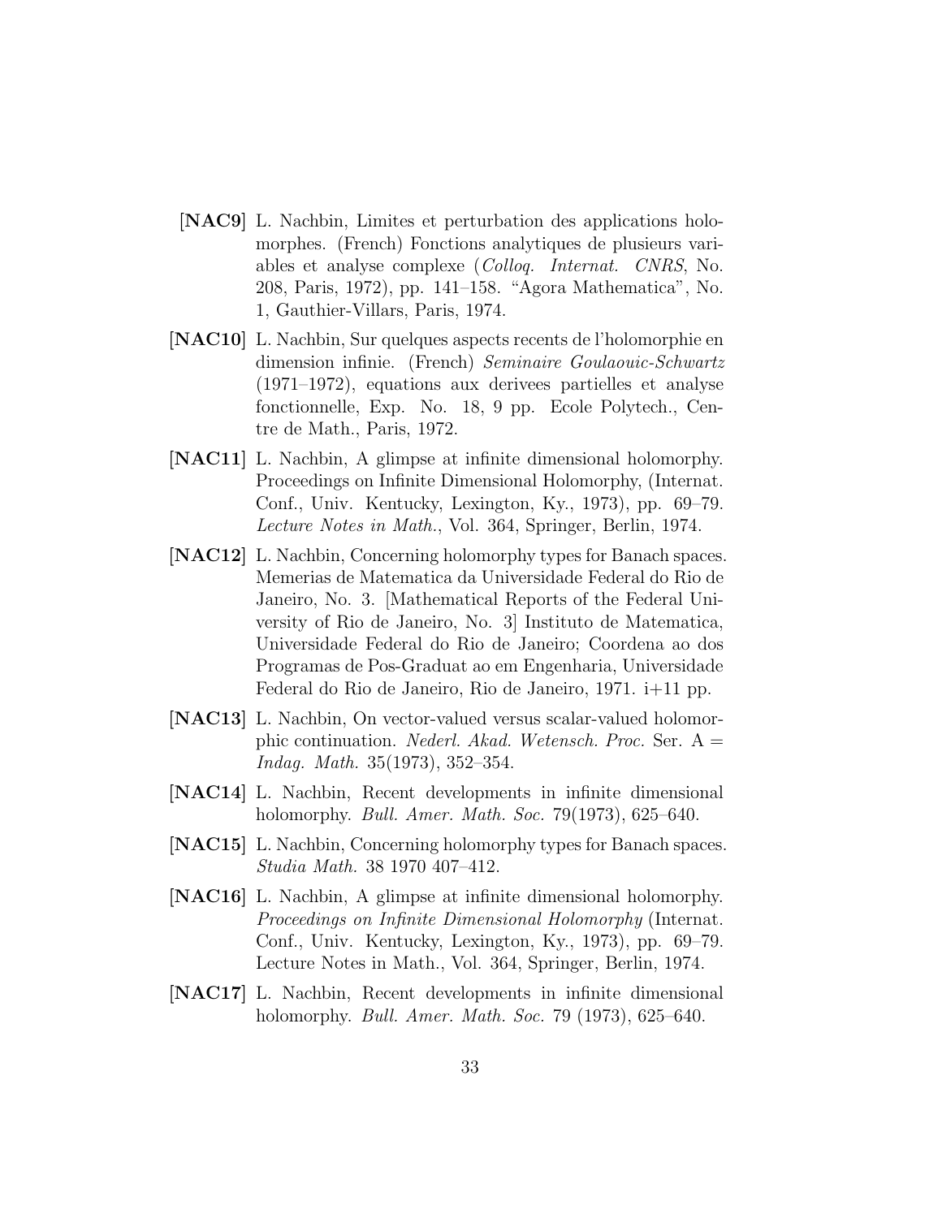**[NAC9]** L. Nachbin, Limites et perturbation des applications holomorphes. (French) Fonctions analytiques de plusieurs variables et analyse complexe (*Colloq. Internat. CNRS*, No. 208, Paris, 1972), pp. 141–158. "Agora Mathematica", No. 1, Gauthier-Villars, Paris, 1974.

**[NAC10]** L. Nachbin, Sur quelques aspects recents de l'holomorphie en dimension infinie. (French) *Seminaire Goulaouic-Schwartz* (1971–1972), equations aux derivees partielles et analyse fonctionnelle, Exp. No. 18, 9 pp. Ecole Polytech., Centre de Math., Paris, 1972.

**[NAC11]** L. Nachbin, A glimpse at infinite dimensional holomorphy. Proceedings on Infinite Dimensional Holomorphy, (Internat. Conf., Univ. Kentucky, Lexington, Ky., 1973), pp. 69–79. *Lecture Notes in Math.*, Vol. 364, Springer, Berlin, 1974.

**[NAC12]** L. Nachbin, Concerning holomorphy types for Banach spaces. Memerias de Matematica da Universidade Federal do Rio de Janeiro, No. 3. [Mathematical Reports of the Federal University of Rio de Janeiro, No. 3] Instituto de Matematica, Universidade Federal do Rio de Janeiro; Coordena ao dos Programas de Pos-Graduat ao em Engenharia, Universidade Federal do Rio de Janeiro, Rio de Janeiro, 1971. i+11 pp.

**[NAC13]** L. Nachbin, On vector-valued versus scalar-valued holomorphic continuation. *Nederl. Akad. Wetensch. Proc.* Ser. A = *Indag. Math.* 35(1973), 352–354.

**[NAC14]** L. Nachbin, Recent developments in infinite dimensional holomorphy. *Bull. Amer. Math. Soc.* 79(1973), 625–640.

**[NAC15]** L. Nachbin, Concerning holomorphy types for Banach spaces. *Studia Math.* 38 1970 407–412.

**[NAC16]** L. Nachbin, A glimpse at infinite dimensional holomorphy. *Proceedings on Infinite Dimensional Holomorphy* (Internat. Conf., Univ. Kentucky, Lexington, Ky., 1973), pp. 69–79. Lecture Notes in Math., Vol. 364, Springer, Berlin, 1974.

**[NAC17]** L. Nachbin, Recent developments in infinite dimensional holomorphy. *Bull. Amer. Math. Soc.* 79 (1973), 625–640.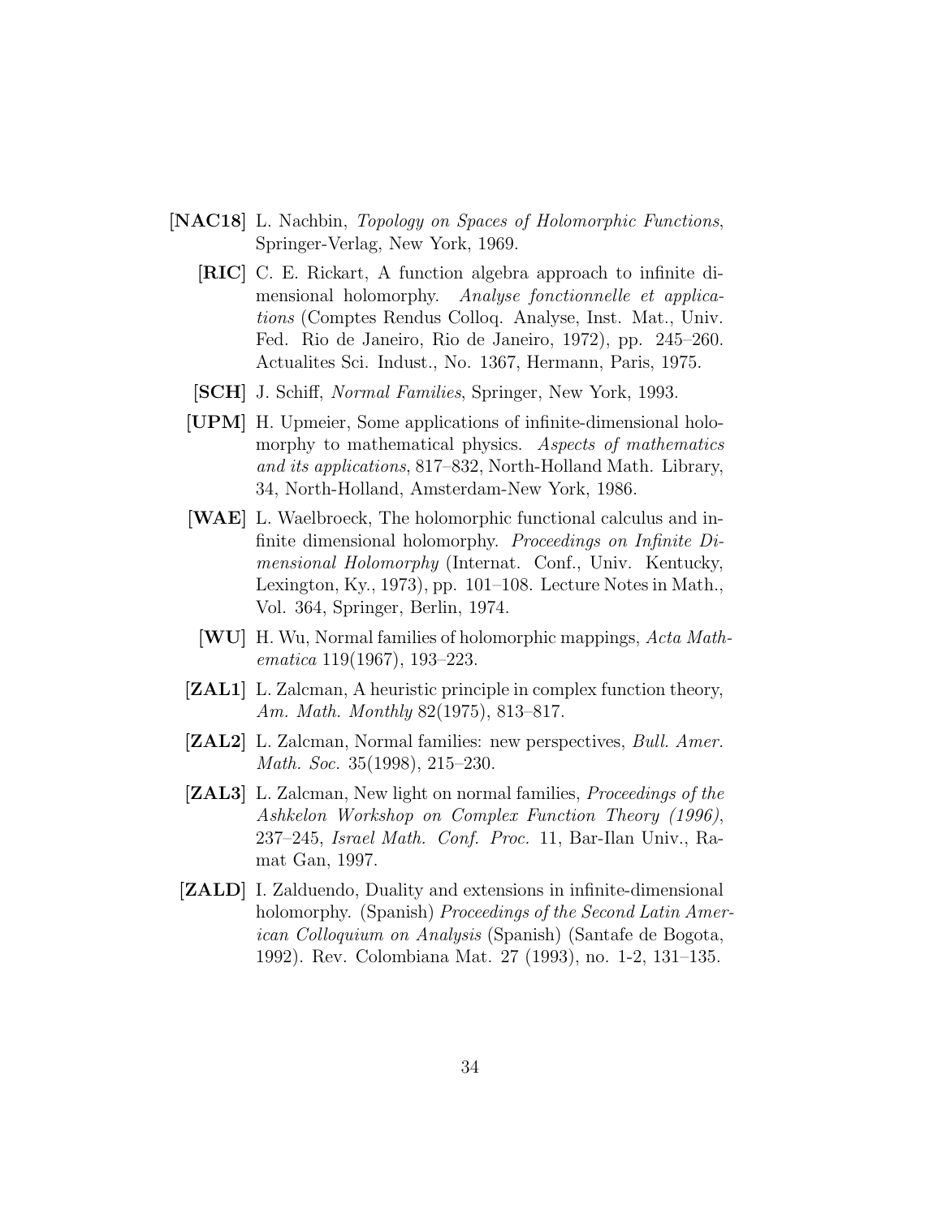**[NAC18]** L. Nachbin, *Topology on Spaces of Holomorphic Functions*, Springer-Verlag, New York, 1969.

**[RIC]** C. E. Rickart, A function algebra approach to infinite dimensional holomorphy. *Analyse fonctionnelle et applications* (Comptes Rendus Colloq. Analyse, Inst. Mat., Univ. Fed. Rio de Janeiro, Rio de Janeiro, 1972), pp. 245–260. Actualites Sci. Indust., No. 1367, Hermann, Paris, 1975.

**[SCH]** J. Schiff, *Normal Families*, Springer, New York, 1993.

**[UPM]** H. Upmeier, Some applications of infinite-dimensional holomorphy to mathematical physics. *Aspects of mathematics and its applications*, 817–832, North-Holland Math. Library, 34, North-Holland, Amsterdam-New York, 1986.

**[WAE]** L. Waelbroeck, The holomorphic functional calculus and infinite dimensional holomorphy. *Proceedings on Infinite Dimensional Holomorphy* (Internat. Conf., Univ. Kentucky, Lexington, Ky., 1973), pp. 101–108. Lecture Notes in Math., Vol. 364, Springer, Berlin, 1974.

**[WU]** H. Wu, Normal families of holomorphic mappings, *Acta Mathematica* 119(1967), 193–223.

**[ZAL1]** L. Zalcman, A heuristic principle in complex function theory, *Am. Math. Monthly* 82(1975), 813–817.

**[ZAL2]** L. Zalcman, Normal families: new perspectives, *Bull. Amer. Math. Soc.* 35(1998), 215–230.

**[ZAL3]** L. Zalcman, New light on normal families, *Proceedings of the Ashkelon Workshop on Complex Function Theory (1996)*, 237–245, *Israel Math. Conf. Proc.* 11, Bar-Ilan Univ., Ramat Gan, 1997.

**[ZALD]** I. Zalduendo, Duality and extensions in infinite-dimensional holomorphy. (Spanish) *Proceedings of the Second Latin American Colloquium on Analysis* (Spanish) (Santafe de Bogota, 1992). Rev. Colombiana Mat. 27 (1993), no. 1-2, 131–135.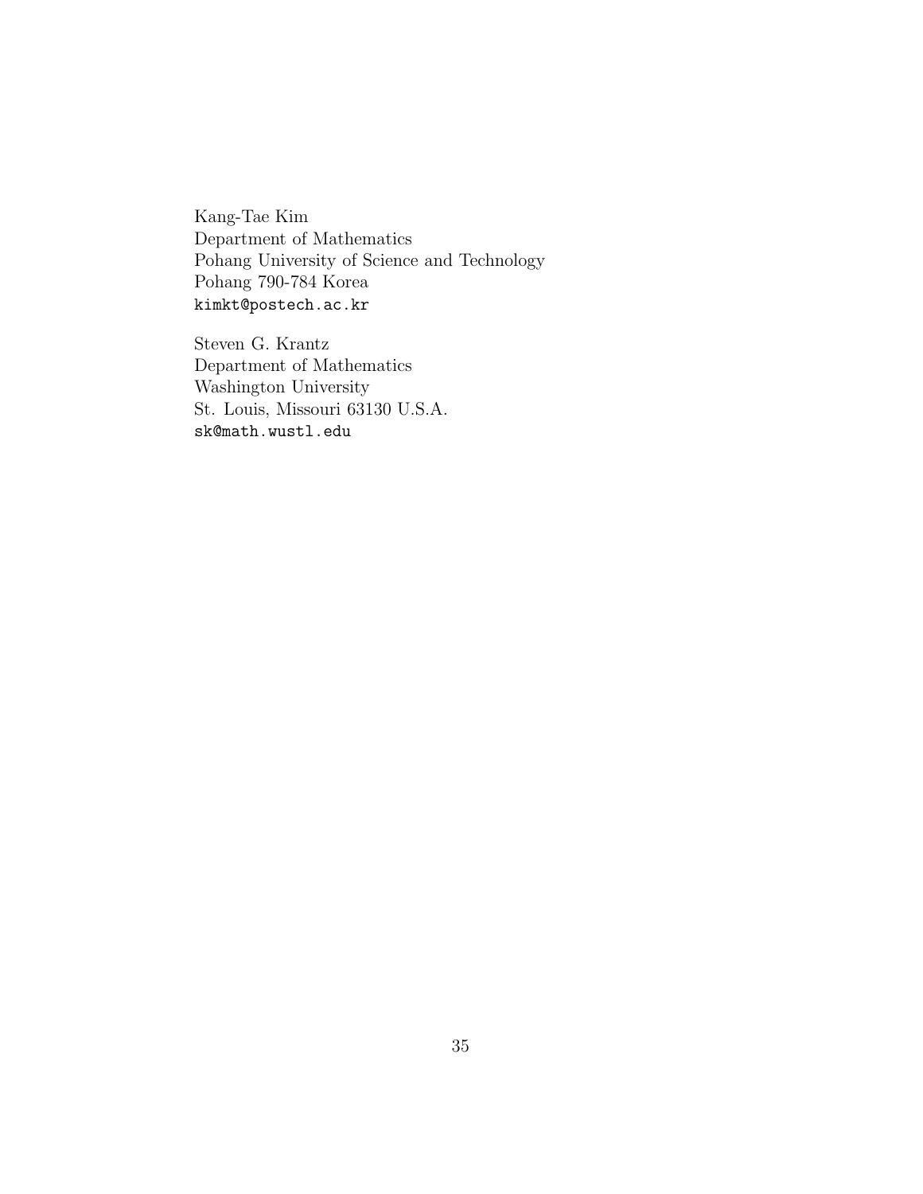Kang-Tae Kim
Department of Mathematics
Pohang University of Science and Technology
Pohang 790-784 Korea
kimkt@postech.ac.kr

Steven G. Krantz
Department of Mathematics
Washington University
St. Louis, Missouri 63130 U.S.A.
sk@math.wustl.edu